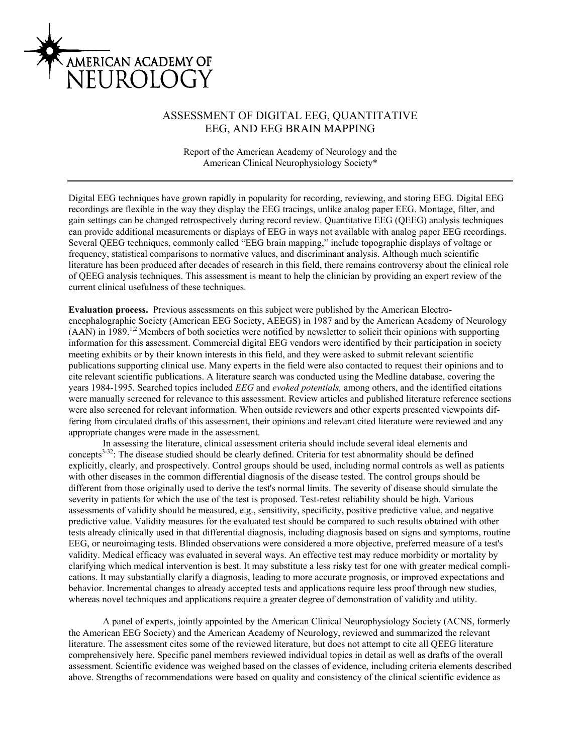AMERICAN ACADEMY OF NEUROLOGY

# ASSESSMENT OF DIGITAL EEG, QUANTITATIVE EEG, AND EEG BRAIN MAPPING

Report of the American Academy of Neurology and the American Clinical Neurophysiology Society*

---

Digital EEG techniques have grown rapidly in popularity for recording, reviewing, and storing EEG. Digital EEG recordings are flexible in the way they display the EEG tracings, unlike analog paper EEG. Montage, filter, and gain settings can be changed retrospectively during record review. Quantitative EEG (QEEG) analysis techniques can provide additional measurements or displays of EEG in ways not available with analog paper EEG recordings. Several QEEG techniques, commonly called "EEG brain mapping," include topographic displays of voltage or frequency, statistical comparisons to normative values, and discriminant analysis. Although much scientific literature has been produced after decades of research in this field, there remains controversy about the clinical role of QEEG analysis techniques. This assessment is meant to help the clinician by providing an expert review of the current clinical usefulness of these techniques.

**Evaluation process.** Previous assessments on this subject were published by the American Electroencephalographic Society (American EEG Society, AEEGS) in 1987 and by the American Academy of Neurology (AAN) in 1989.[1,2] Members of both societies were notified by newsletter to solicit their opinions with supporting information for this assessment. Commercial digital EEG vendors were identified by their participation in society meeting exhibits or by their known interests in this field, and they were asked to submit relevant scientific publications supporting clinical use. Many experts in the field were also contacted to request their opinions and to cite relevant scientific publications. A literature search was conducted using the Medline database, covering the years 1984-1995. Searched topics included *EEG* and *evoked potentials,* among others, and the identified citations were manually screened for relevance to this assessment. Review articles and published literature reference sections were also screened for relevant information. When outside reviewers and other experts presented viewpoints differing from circulated drafts of this assessment, their opinions and relevant cited literature were reviewed and any appropriate changes were made in the assessment.

In assessing the literature, clinical assessment criteria should include several ideal elements and concepts[3-32]: The disease studied should be clearly defined. Criteria for test abnormality should be defined explicitly, clearly, and prospectively. Control groups should be used, including normal controls as well as patients with other diseases in the common differential diagnosis of the disease tested. The control groups should be different from those originally used to derive the test's normal limits. The severity of disease should simulate the severity in patients for which the use of the test is proposed. Test-retest reliability should be high. Various assessments of validity should be measured, e.g., sensitivity, specificity, positive predictive value, and negative predictive value. Validity measures for the evaluated test should be compared to such results obtained with other tests already clinically used in that differential diagnosis, including diagnosis based on signs and symptoms, routine EEG, or neuroimaging tests. Blinded observations were considered a more objective, preferred measure of a test's validity. Medical efficacy was evaluated in several ways. An effective test may reduce morbidity or mortality by clarifying which medical intervention is best. It may substitute a less risky test for one with greater medical complications. It may substantially clarify a diagnosis, leading to more accurate prognosis, or improved expectations and behavior. Incremental changes to already accepted tests and applications require less proof through new studies, whereas novel techniques and applications require a greater degree of demonstration of validity and utility.

A panel of experts, jointly appointed by the American Clinical Neurophysiology Society (ACNS, formerly the American EEG Society) and the American Academy of Neurology, reviewed and summarized the relevant literature. The assessment cites some of the reviewed literature, but does not attempt to cite all QEEG literature comprehensively here. Specific panel members reviewed individual topics in detail as well as drafts of the overall assessment. Scientific evidence was weighed based on the classes of evidence, including criteria elements described above. Strengths of recommendations were based on quality and consistency of the clinical scientific evidence as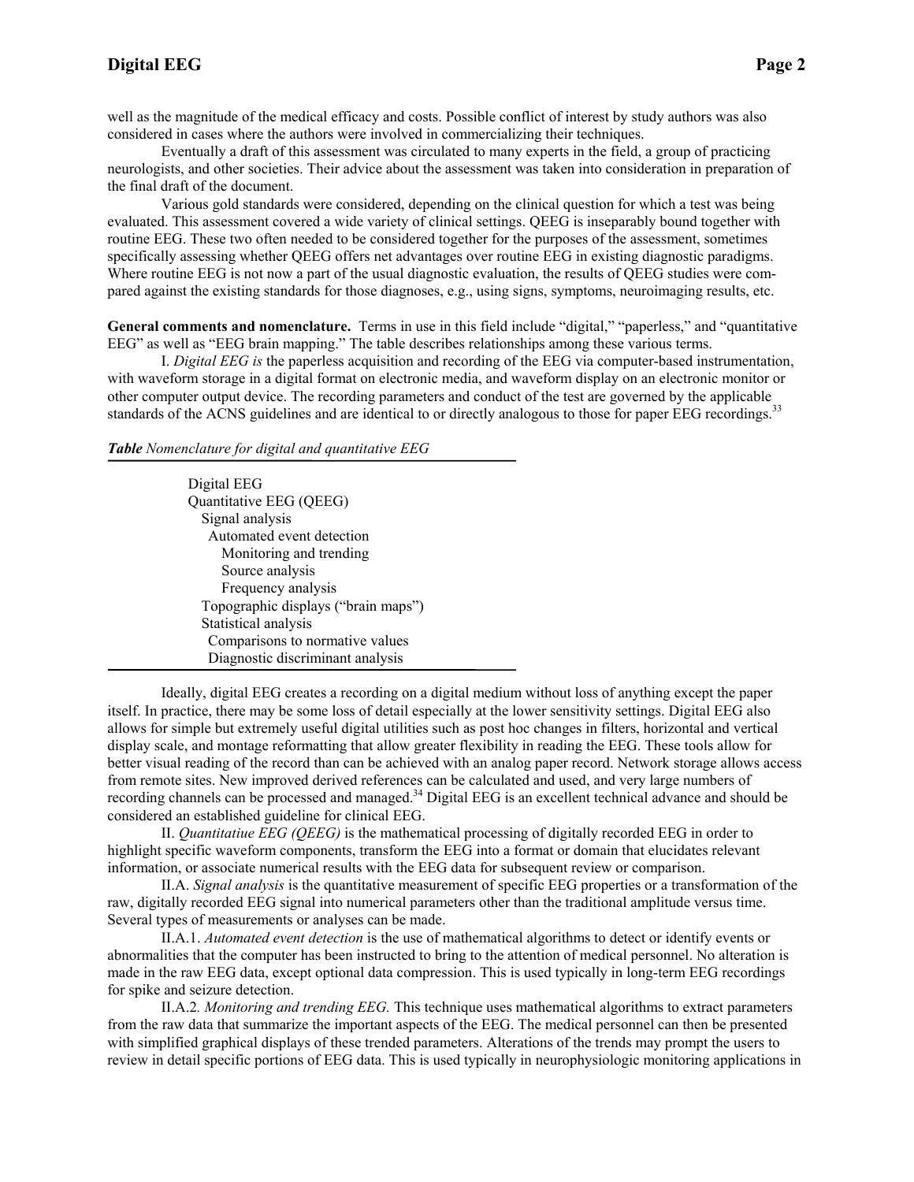well as the magnitude of the medical efficacy and costs. Possible conflict of interest by study authors was also considered in cases where the authors were involved in commercializing their techniques.

Eventually a draft of this assessment was circulated to many experts in the field, a group of practicing neurologists, and other societies. Their advice about the assessment was taken into consideration in preparation of the final draft of the document.

Various gold standards were considered, depending on the clinical question for which a test was being evaluated. This assessment covered a wide variety of clinical settings. QEEG is inseparably bound together with routine EEG. These two often needed to be considered together for the purposes of the assessment, sometimes specifically assessing whether QEEG offers net advantages over routine EEG in existing diagnostic paradigms. Where routine EEG is not now a part of the usual diagnostic evaluation, the results of QEEG studies were compared against the existing standards for those diagnoses, e.g., using signs, symptoms, neuroimaging results, etc.

**General comments and nomenclature.** Terms in use in this field include "digital," "paperless," and "quantitative EEG" as well as "EEG brain mapping." The table describes relationships among these various terms.

I. *Digital EEG is* the paperless acquisition and recording of the EEG via computer-based instrumentation, with waveform storage in a digital format on electronic media, and waveform display on an electronic monitor or other computer output device. The recording parameters and conduct of the test are governed by the applicable standards of the ACNS guidelines and are identical to or directly analogous to those for paper EEG recordings.[33]

***Table*** *Nomenclature for digital and quantitative EEG*

- Digital EEG
- Quantitative EEG (QEEG)
  - Signal analysis
    - Automated event detection
      - Monitoring and trending
      - Source analysis
      - Frequency analysis
  - Topographic displays ("brain maps")
  - Statistical analysis
    - Comparisons to normative values
    - Diagnostic discriminant analysis

Ideally, digital EEG creates a recording on a digital medium without loss of anything except the paper itself. In practice, there may be some loss of detail especially at the lower sensitivity settings. Digital EEG also allows for simple but extremely useful digital utilities such as post hoc changes in filters, horizontal and vertical display scale, and montage reformatting that allow greater flexibility in reading the EEG. These tools allow for better visual reading of the record than can be achieved with an analog paper record. Network storage allows access from remote sites. New improved derived references can be calculated and used, and very large numbers of recording channels can be processed and managed.[34] Digital EEG is an excellent technical advance and should be considered an established guideline for clinical EEG.

II. *Quantitatiue EEG (QEEG)* is the mathematical processing of digitally recorded EEG in order to highlight specific waveform components, transform the EEG into a format or domain that elucidates relevant information, or associate numerical results with the EEG data for subsequent review or comparison.

II.A. *Signal analysis* is the quantitative measurement of specific EEG properties or a transformation of the raw, digitally recorded EEG signal into numerical parameters other than the traditional amplitude versus time. Several types of measurements or analyses can be made.

II.A.1. *Automated event detection* is the use of mathematical algorithms to detect or identify events or abnormalities that the computer has been instructed to bring to the attention of medical personnel. No alteration is made in the raw EEG data, except optional data compression. This is used typically in long-term EEG recordings for spike and seizure detection.

II.A.2. *Monitoring and trending EEG.* This technique uses mathematical algorithms to extract parameters from the raw data that summarize the important aspects of the EEG. The medical personnel can then be presented with simplified graphical displays of these trended parameters. Alterations of the trends may prompt the users to review in detail specific portions of EEG data. This is used typically in neurophysiologic monitoring applications in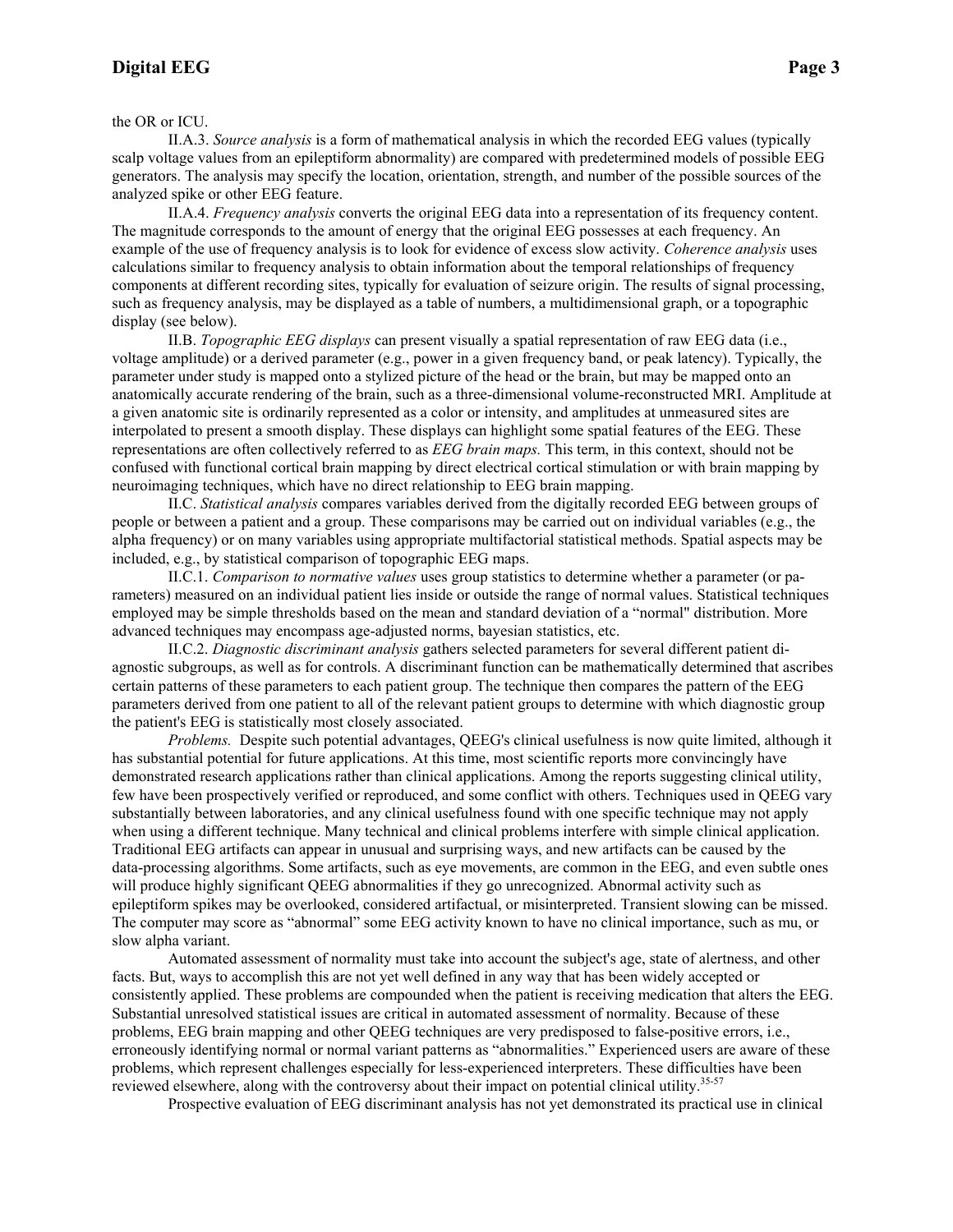the OR or ICU.

II.A.3. *Source analysis* is a form of mathematical analysis in which the recorded EEG values (typically scalp voltage values from an epileptiform abnormality) are compared with predetermined models of possible EEG generators. The analysis may specify the location, orientation, strength, and number of the possible sources of the analyzed spike or other EEG feature.

II.A.4. *Frequency analysis* converts the original EEG data into a representation of its frequency content. The magnitude corresponds to the amount of energy that the original EEG possesses at each frequency. An example of the use of frequency analysis is to look for evidence of excess slow activity. *Coherence analysis* uses calculations similar to frequency analysis to obtain information about the temporal relationships of frequency components at different recording sites, typically for evaluation of seizure origin. The results of signal processing, such as frequency analysis, may be displayed as a table of numbers, a multidimensional graph, or a topographic display (see below).

II.B. *Topographic EEG displays* can present visually a spatial representation of raw EEG data (i.e., voltage amplitude) or a derived parameter (e.g., power in a given frequency band, or peak latency). Typically, the parameter under study is mapped onto a stylized picture of the head or the brain, but may be mapped onto an anatomically accurate rendering of the brain, such as a three-dimensional volume-reconstructed MRI. Amplitude at a given anatomic site is ordinarily represented as a color or intensity, and amplitudes at unmeasured sites are interpolated to present a smooth display. These displays can highlight some spatial features of the EEG. These representations are often collectively referred to as *EEG brain maps.* This term, in this context, should not be confused with functional cortical brain mapping by direct electrical cortical stimulation or with brain mapping by neuroimaging techniques, which have no direct relationship to EEG brain mapping.

II.C. *Statistical analysis* compares variables derived from the digitally recorded EEG between groups of people or between a patient and a group. These comparisons may be carried out on individual variables (e.g., the alpha frequency) or on many variables using appropriate multifactorial statistical methods. Spatial aspects may be included, e.g., by statistical comparison of topographic EEG maps.

II.C.1. *Comparison to normative values* uses group statistics to determine whether a parameter (or parameters) measured on an individual patient lies inside or outside the range of normal values. Statistical techniques employed may be simple thresholds based on the mean and standard deviation of a "normal" distribution. More advanced techniques may encompass age-adjusted norms, bayesian statistics, etc.

II.C.2. *Diagnostic discriminant analysis* gathers selected parameters for several different patient diagnostic subgroups, as well as for controls. A discriminant function can be mathematically determined that ascribes certain patterns of these parameters to each patient group. The technique then compares the pattern of the EEG parameters derived from one patient to all of the relevant patient groups to determine with which diagnostic group the patient's EEG is statistically most closely associated.

*Problems.* Despite such potential advantages, QEEG's clinical usefulness is now quite limited, although it has substantial potential for future applications. At this time, most scientific reports more convincingly have demonstrated research applications rather than clinical applications. Among the reports suggesting clinical utility, few have been prospectively verified or reproduced, and some conflict with others. Techniques used in QEEG vary substantially between laboratories, and any clinical usefulness found with one specific technique may not apply when using a different technique. Many technical and clinical problems interfere with simple clinical application. Traditional EEG artifacts can appear in unusual and surprising ways, and new artifacts can be caused by the data-processing algorithms. Some artifacts, such as eye movements, are common in the EEG, and even subtle ones will produce highly significant QEEG abnormalities if they go unrecognized. Abnormal activity such as epileptiform spikes may be overlooked, considered artifactual, or misinterpreted. Transient slowing can be missed. The computer may score as "abnormal" some EEG activity known to have no clinical importance, such as mu, or slow alpha variant.

Automated assessment of normality must take into account the subject's age, state of alertness, and other facts. But, ways to accomplish this are not yet well defined in any way that has been widely accepted or consistently applied. These problems are compounded when the patient is receiving medication that alters the EEG. Substantial unresolved statistical issues are critical in automated assessment of normality. Because of these problems, EEG brain mapping and other QEEG techniques are very predisposed to false-positive errors, i.e., erroneously identifying normal or normal variant patterns as "abnormalities." Experienced users are aware of these problems, which represent challenges especially for less-experienced interpreters. These difficulties have been reviewed elsewhere, along with the controversy about their impact on potential clinical utility.[35-57]

Prospective evaluation of EEG discriminant analysis has not yet demonstrated its practical use in clinical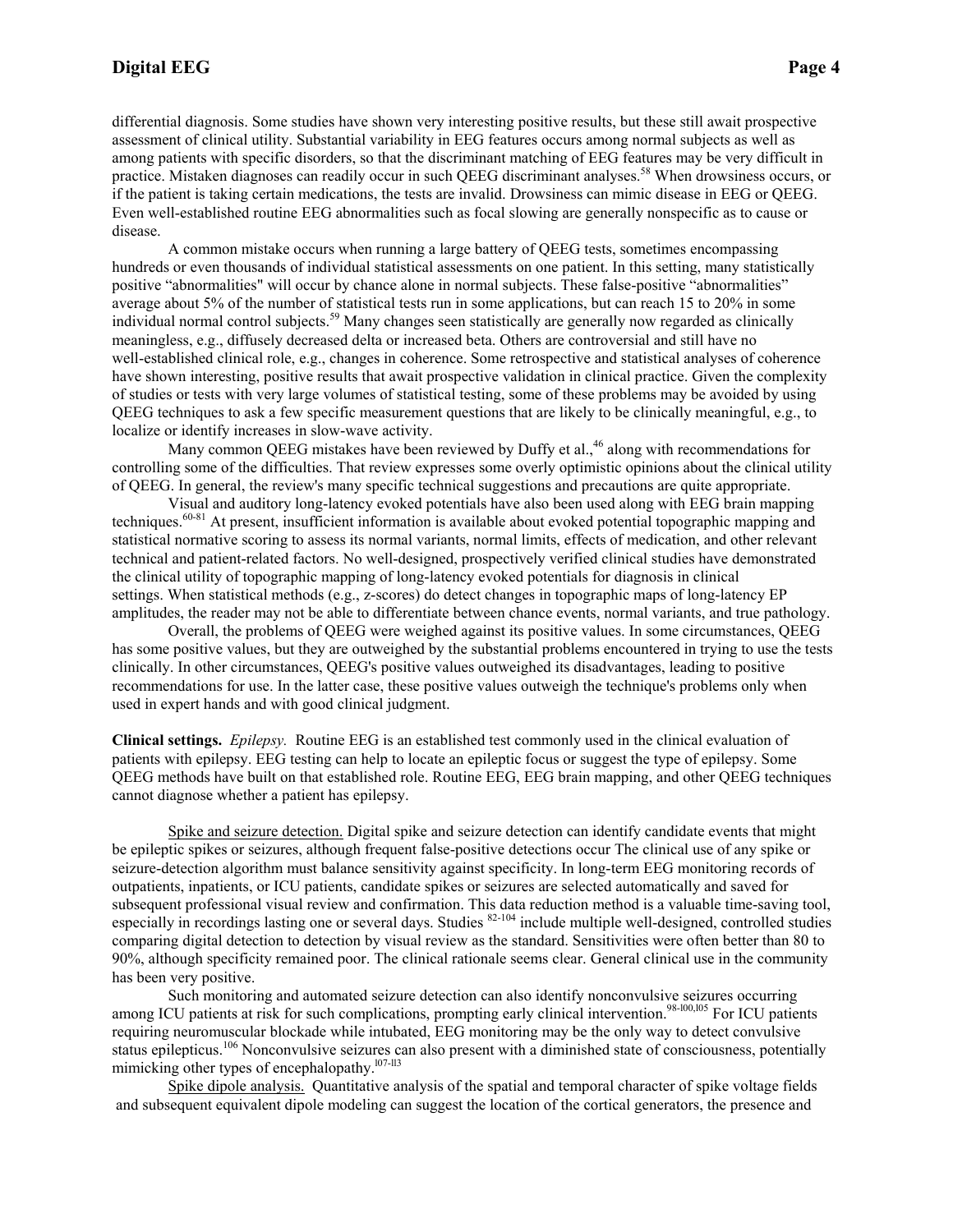differential diagnosis. Some studies have shown very interesting positive results, but these still await prospective assessment of clinical utility. Substantial variability in EEG features occurs among normal subjects as well as among patients with specific disorders, so that the discriminant matching of EEG features may be very difficult in practice. Mistaken diagnoses can readily occur in such QEEG discriminant analyses.[58] When drowsiness occurs, or if the patient is taking certain medications, the tests are invalid. Drowsiness can mimic disease in EEG or QEEG. Even well-established routine EEG abnormalities such as focal slowing are generally nonspecific as to cause or disease.

A common mistake occurs when running a large battery of QEEG tests, sometimes encompassing hundreds or even thousands of individual statistical assessments on one patient. In this setting, many statistically positive "abnormalities" will occur by chance alone in normal subjects. These false-positive "abnormalities" average about 5% of the number of statistical tests run in some applications, but can reach 15 to 20% in some individual normal control subjects.[59] Many changes seen statistically are generally now regarded as clinically meaningless, e.g., diffusely decreased delta or increased beta. Others are controversial and still have no well-established clinical role, e.g., changes in coherence. Some retrospective and statistical analyses of coherence have shown interesting, positive results that await prospective validation in clinical practice. Given the complexity of studies or tests with very large volumes of statistical testing, some of these problems may be avoided by using QEEG techniques to ask a few specific measurement questions that are likely to be clinically meaningful, e.g., to localize or identify increases in slow-wave activity.

Many common QEEG mistakes have been reviewed by Duffy et al.,[46] along with recommendations for controlling some of the difficulties. That review expresses some overly optimistic opinions about the clinical utility of QEEG. In general, the review's many specific technical suggestions and precautions are quite appropriate.

Visual and auditory long-latency evoked potentials have also been used along with EEG brain mapping techniques.[60-81] At present, insufficient information is available about evoked potential topographic mapping and statistical normative scoring to assess its normal variants, normal limits, effects of medication, and other relevant technical and patient-related factors. No well-designed, prospectively verified clinical studies have demonstrated the clinical utility of topographic mapping of long-latency evoked potentials for diagnosis in clinical settings. When statistical methods (e.g., z-scores) do detect changes in topographic maps of long-latency EP amplitudes, the reader may not be able to differentiate between chance events, normal variants, and true pathology.

Overall, the problems of QEEG were weighed against its positive values. In some circumstances, QEEG has some positive values, but they are outweighed by the substantial problems encountered in trying to use the tests clinically. In other circumstances, QEEG's positive values outweighed its disadvantages, leading to positive recommendations for use. In the latter case, these positive values outweigh the technique's problems only when used in expert hands and with good clinical judgment.

**Clinical settings.** *Epilepsy.* Routine EEG is an established test commonly used in the clinical evaluation of patients with epilepsy. EEG testing can help to locate an epileptic focus or suggest the type of epilepsy. Some QEEG methods have built on that established role. Routine EEG, EEG brain mapping, and other QEEG techniques cannot diagnose whether a patient has epilepsy.

Spike and seizure detection. Digital spike and seizure detection can identify candidate events that might be epileptic spikes or seizures, although frequent false-positive detections occur The clinical use of any spike or seizure-detection algorithm must balance sensitivity against specificity. In long-term EEG monitoring records of outpatients, inpatients, or ICU patients, candidate spikes or seizures are selected automatically and saved for subsequent professional visual review and confirmation. This data reduction method is a valuable time-saving tool, especially in recordings lasting one or several days. Studies [82-104] include multiple well-designed, controlled studies comparing digital detection to detection by visual review as the standard. Sensitivities were often better than 80 to 90%, although specificity remained poor. The clinical rationale seems clear. General clinical use in the community has been very positive.

Such monitoring and automated seizure detection can also identify nonconvulsive seizures occurring among ICU patients at risk for such complications, prompting early clinical intervention.[98-100,105] For ICU patients requiring neuromuscular blockade while intubated, EEG monitoring may be the only way to detect convulsive status epilepticus.[106] Nonconvulsive seizures can also present with a diminished state of consciousness, potentially mimicking other types of encephalopathy.[107-113]

Spike dipole analysis. Quantitative analysis of the spatial and temporal character of spike voltage fields and subsequent equivalent dipole modeling can suggest the location of the cortical generators, the presence and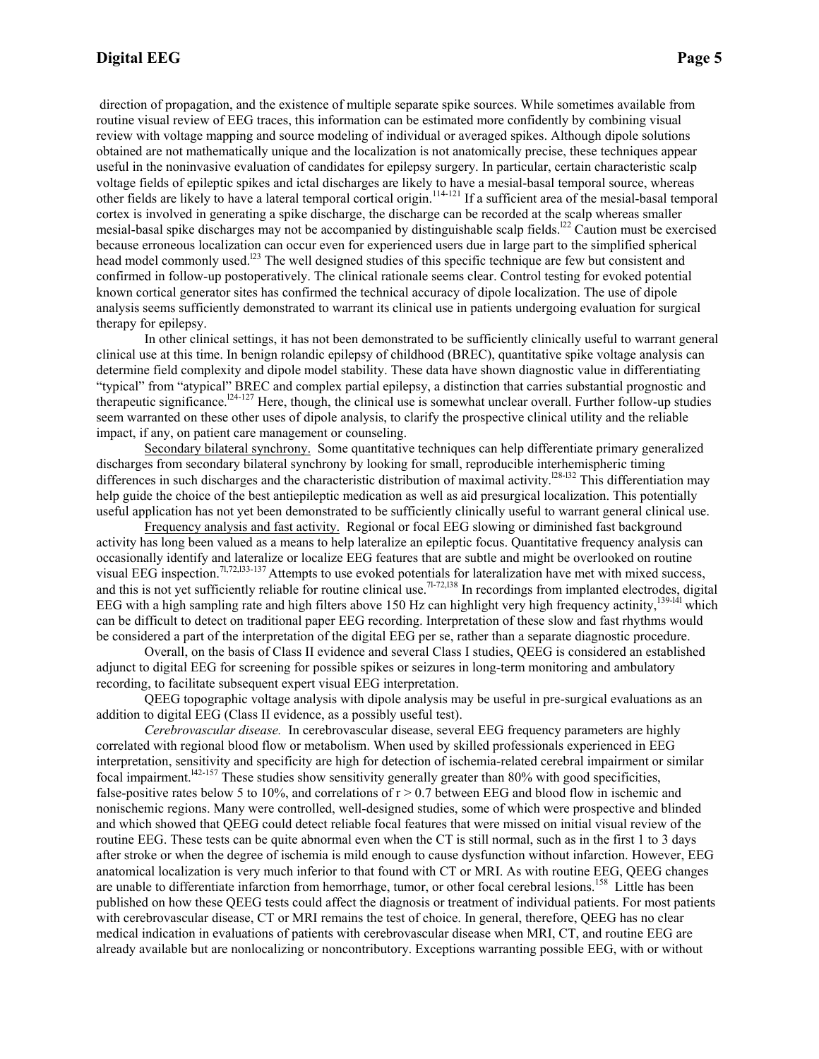direction of propagation, and the existence of multiple separate spike sources. While sometimes available from routine visual review of EEG traces, this information can be estimated more confidently by combining visual review with voltage mapping and source modeling of individual or averaged spikes. Although dipole solutions obtained are not mathematically unique and the localization is not anatomically precise, these techniques appear useful in the noninvasive evaluation of candidates for epilepsy surgery. In particular, certain characteristic scalp voltage fields of epileptic spikes and ictal discharges are likely to have a mesial-basal temporal source, whereas other fields are likely to have a lateral temporal cortical origin.[114-121] If a sufficient area of the mesial-basal temporal cortex is involved in generating a spike discharge, the discharge can be recorded at the scalp whereas smaller mesial-basal spike discharges may not be accompanied by distinguishable scalp fields.[122] Caution must be exercised because erroneous localization can occur even for experienced users due in large part to the simplified spherical head model commonly used.[123] The well designed studies of this specific technique are few but consistent and confirmed in follow-up postoperatively. The clinical rationale seems clear. Control testing for evoked potential known cortical generator sites has confirmed the technical accuracy of dipole localization. The use of dipole analysis seems sufficiently demonstrated to warrant its clinical use in patients undergoing evaluation for surgical therapy for epilepsy.

In other clinical settings, it has not been demonstrated to be sufficiently clinically useful to warrant general clinical use at this time. In benign rolandic epilepsy of childhood (BREC), quantitative spike voltage analysis can determine field complexity and dipole model stability. These data have shown diagnostic value in differentiating "typical" from "atypical" BREC and complex partial epilepsy, a distinction that carries substantial prognostic and therapeutic significance.[124-127] Here, though, the clinical use is somewhat unclear overall. Further follow-up studies seem warranted on these other uses of dipole analysis, to clarify the prospective clinical utility and the reliable impact, if any, on patient care management or counseling.

Secondary bilateral synchrony. Some quantitative techniques can help differentiate primary generalized discharges from secondary bilateral synchrony by looking for small, reproducible interhemispheric timing differences in such discharges and the characteristic distribution of maximal activity.[128-132] This differentiation may help guide the choice of the best antiepileptic medication as well as aid presurgical localization. This potentially useful application has not yet been demonstrated to be sufficiently clinically useful to warrant general clinical use.

Frequency analysis and fast activity. Regional or focal EEG slowing or diminished fast background activity has long been valued as a means to help lateralize an epileptic focus. Quantitative frequency analysis can occasionally identify and lateralize or localize EEG features that are subtle and might be overlooked on routine visual EEG inspection.[71,72,133-137] Attempts to use evoked potentials for lateralization have met with mixed success, and this is not yet sufficiently reliable for routine clinical use.[71-72,138] In recordings from implanted electrodes, digital EEG with a high sampling rate and high filters above 150 Hz can highlight very high frequency activity,[139-141] which can be difficult to detect on traditional paper EEG recording. Interpretation of these slow and fast rhythms would be considered a part of the interpretation of the digital EEG per se, rather than a separate diagnostic procedure.

Overall, on the basis of Class II evidence and several Class I studies, QEEG is considered an established adjunct to digital EEG for screening for possible spikes or seizures in long-term monitoring and ambulatory recording, to facilitate subsequent expert visual EEG interpretation.

QEEG topographic voltage analysis with dipole analysis may be useful in pre-surgical evaluations as an addition to digital EEG (Class II evidence, as a possibly useful test).

*Cerebrovascular disease.* In cerebrovascular disease, several EEG frequency parameters are highly correlated with regional blood flow or metabolism. When used by skilled professionals experienced in EEG interpretation, sensitivity and specificity are high for detection of ischemia-related cerebral impairment or similar focal impairment.[142-157] These studies show sensitivity generally greater than 80% with good specificities, false-positive rates below 5 to 10%, and correlations of $r > 0.7$ between EEG and blood flow in ischemic and nonischemic regions. Many were controlled, well-designed studies, some of which were prospective and blinded and which showed that QEEG could detect reliable focal features that were missed on initial visual review of the routine EEG. These tests can be quite abnormal even when the CT is still normal, such as in the first 1 to 3 days after stroke or when the degree of ischemia is mild enough to cause dysfunction without infarction. However, EEG anatomical localization is very much inferior to that found with CT or MRI. As with routine EEG, QEEG changes are unable to differentiate infarction from hemorrhage, tumor, or other focal cerebral lesions.[158] Little has been published on how these QEEG tests could affect the diagnosis or treatment of individual patients. For most patients with cerebrovascular disease, CT or MRI remains the test of choice. In general, therefore, QEEG has no clear medical indication in evaluations of patients with cerebrovascular disease when MRI, CT, and routine EEG are already available but are nonlocalizing or noncontributory. Exceptions warranting possible EEG, with or without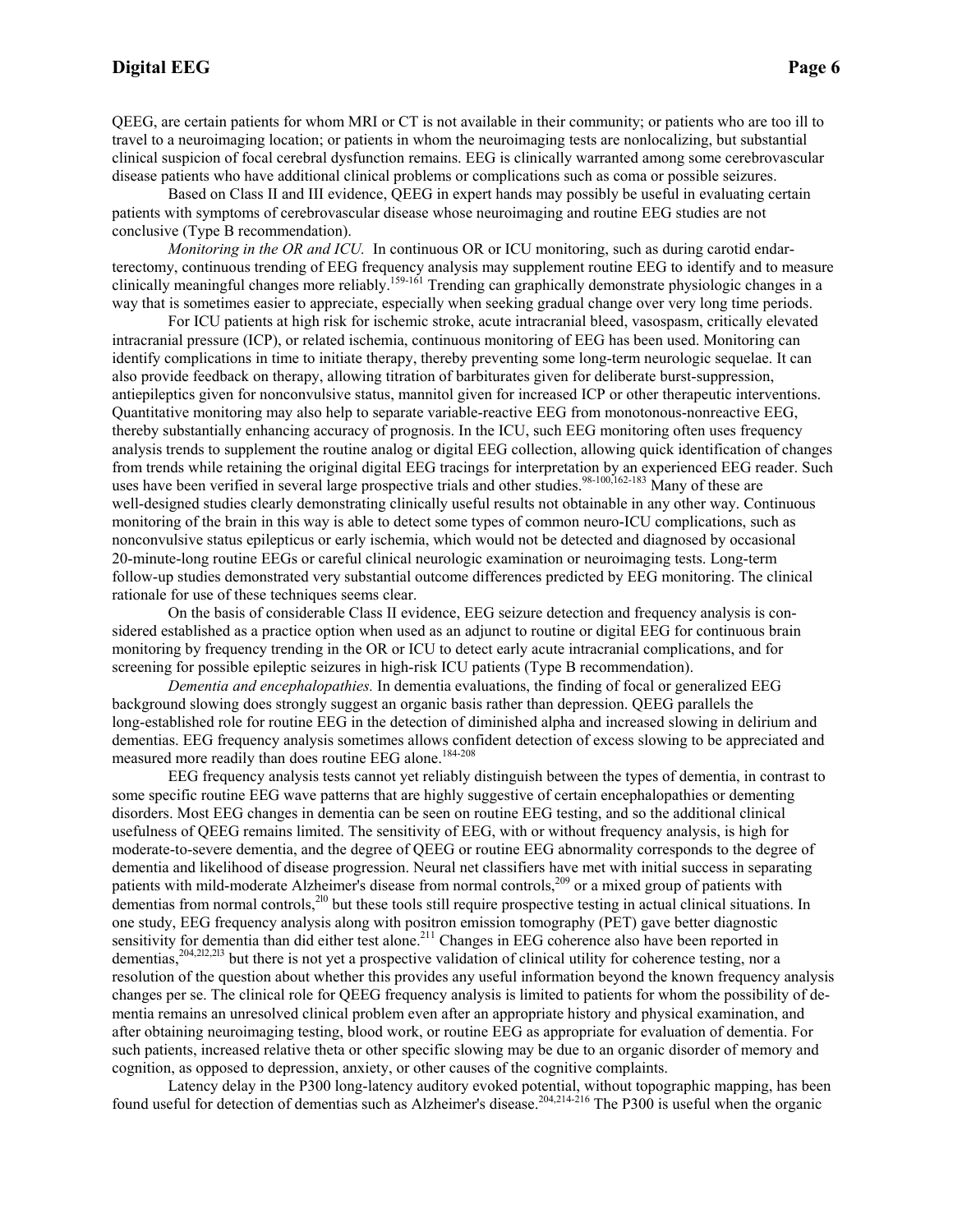QEEG, are certain patients for whom MRI or CT is not available in their community; or patients who are too ill to travel to a neuroimaging location; or patients in whom the neuroimaging tests are nonlocalizing, but substantial clinical suspicion of focal cerebral dysfunction remains. EEG is clinically warranted among some cerebrovascular disease patients who have additional clinical problems or complications such as coma or possible seizures.

Based on Class II and III evidence, QEEG in expert hands may possibly be useful in evaluating certain patients with symptoms of cerebrovascular disease whose neuroimaging and routine EEG studies are not conclusive (Type B recommendation).

*Monitoring in the OR and ICU.* In continuous OR or ICU monitoring, such as during carotid endarterectomy, continuous trending of EEG frequency analysis may supplement routine EEG to identify and to measure clinically meaningful changes more reliably.[159-161] Trending can graphically demonstrate physiologic changes in a way that is sometimes easier to appreciate, especially when seeking gradual change over very long time periods.

For ICU patients at high risk for ischemic stroke, acute intracranial bleed, vasospasm, critically elevated intracranial pressure (ICP), or related ischemia, continuous monitoring of EEG has been used. Monitoring can identify complications in time to initiate therapy, thereby preventing some long-term neurologic sequelae. It can also provide feedback on therapy, allowing titration of barbiturates given for deliberate burst-suppression, antiepileptics given for nonconvulsive status, mannitol given for increased ICP or other therapeutic interventions. Quantitative monitoring may also help to separate variable-reactive EEG from monotonous-nonreactive EEG, thereby substantially enhancing accuracy of prognosis. In the ICU, such EEG monitoring often uses frequency analysis trends to supplement the routine analog or digital EEG collection, allowing quick identification of changes from trends while retaining the original digital EEG tracings for interpretation by an experienced EEG reader. Such uses have been verified in several large prospective trials and other studies.[98-100,162-183] Many of these are well-designed studies clearly demonstrating clinically useful results not obtainable in any other way. Continuous monitoring of the brain in this way is able to detect some types of common neuro-ICU complications, such as nonconvulsive status epilepticus or early ischemia, which would not be detected and diagnosed by occasional 20-minute-long routine EEGs or careful clinical neurologic examination or neuroimaging tests. Long-term follow-up studies demonstrated very substantial outcome differences predicted by EEG monitoring. The clinical rationale for use of these techniques seems clear.

On the basis of considerable Class II evidence, EEG seizure detection and frequency analysis is considered established as a practice option when used as an adjunct to routine or digital EEG for continuous brain monitoring by frequency trending in the OR or ICU to detect early acute intracranial complications, and for screening for possible epileptic seizures in high-risk ICU patients (Type B recommendation).

*Dementia and encephalopathies.* In dementia evaluations, the finding of focal or generalized EEG background slowing does strongly suggest an organic basis rather than depression. QEEG parallels the long-established role for routine EEG in the detection of diminished alpha and increased slowing in delirium and dementias. EEG frequency analysis sometimes allows confident detection of excess slowing to be appreciated and measured more readily than does routine EEG alone.[184-208]

EEG frequency analysis tests cannot yet reliably distinguish between the types of dementia, in contrast to some specific routine EEG wave patterns that are highly suggestive of certain encephalopathies or dementing disorders. Most EEG changes in dementia can be seen on routine EEG testing, and so the additional clinical usefulness of QEEG remains limited. The sensitivity of EEG, with or without frequency analysis, is high for moderate-to-severe dementia, and the degree of QEEG or routine EEG abnormality corresponds to the degree of dementia and likelihood of disease progression. Neural net classifiers have met with initial success in separating patients with mild-moderate Alzheimer's disease from normal controls,[209] or a mixed group of patients with dementias from normal controls,[210] but these tools still require prospective testing in actual clinical situations. In one study, EEG frequency analysis along with positron emission tomography (PET) gave better diagnostic sensitivity for dementia than did either test alone.[211] Changes in EEG coherence also have been reported in dementias,[204,212,213] but there is not yet a prospective validation of clinical utility for coherence testing, nor a resolution of the question about whether this provides any useful information beyond the known frequency analysis changes per se. The clinical role for QEEG frequency analysis is limited to patients for whom the possibility of dementia remains an unresolved clinical problem even after an appropriate history and physical examination, and after obtaining neuroimaging testing, blood work, or routine EEG as appropriate for evaluation of dementia. For such patients, increased relative theta or other specific slowing may be due to an organic disorder of memory and cognition, as opposed to depression, anxiety, or other causes of the cognitive complaints.

Latency delay in the P300 long-latency auditory evoked potential, without topographic mapping, has been found useful for detection of dementias such as Alzheimer's disease.[204,214-216] The P300 is useful when the organic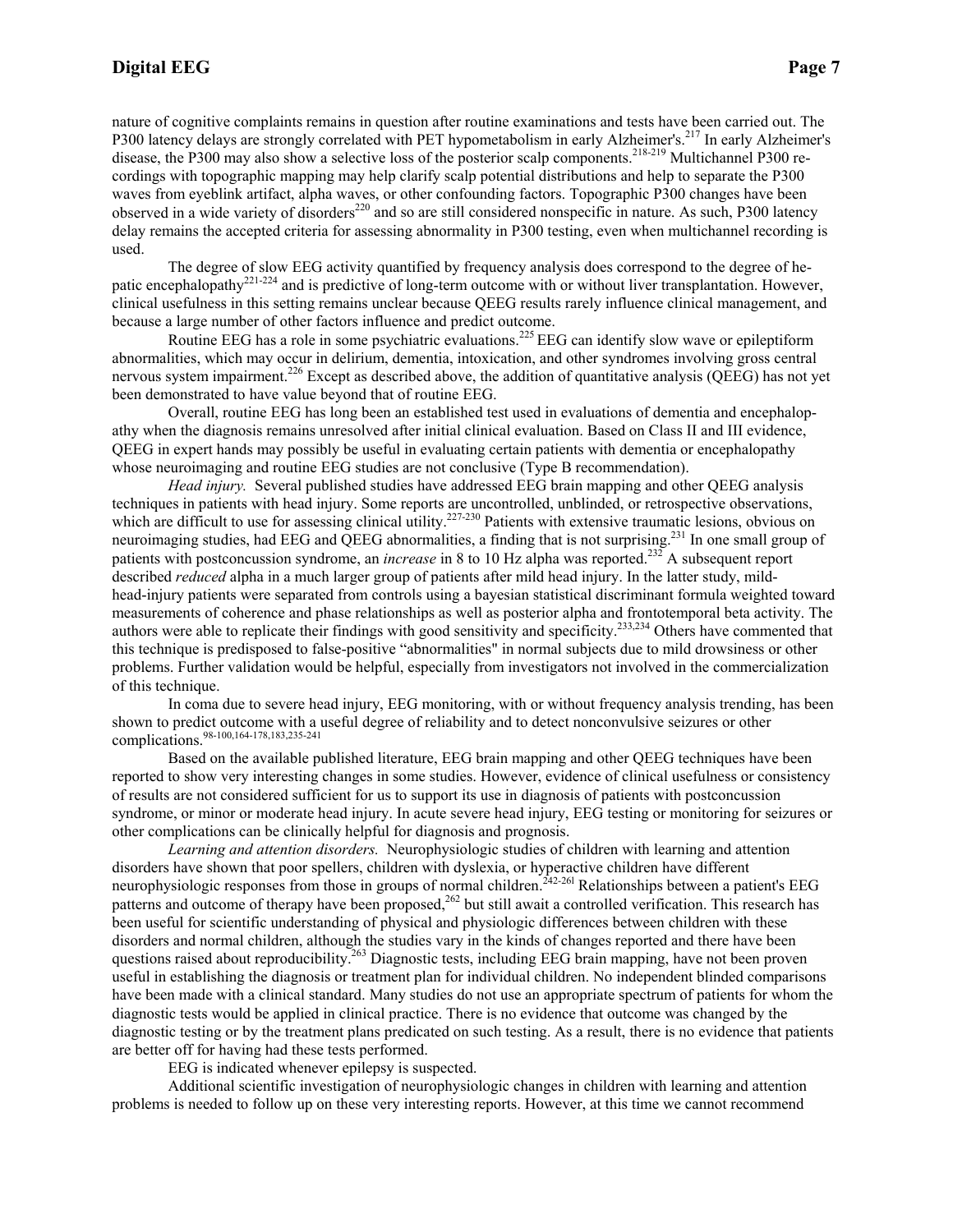nature of cognitive complaints remains in question after routine examinations and tests have been carried out. The P300 latency delays are strongly correlated with PET hypometabolism in early Alzheimer's.[217] In early Alzheimer's disease, the P300 may also show a selective loss of the posterior scalp components.[218-219] Multichannel P300 recordings with topographic mapping may help clarify scalp potential distributions and help to separate the P300 waves from eyeblink artifact, alpha waves, or other confounding factors. Topographic P300 changes have been observed in a wide variety of disorders[220] and so are still considered nonspecific in nature. As such, P300 latency delay remains the accepted criteria for assessing abnormality in P300 testing, even when multichannel recording is used.

The degree of slow EEG activity quantified by frequency analysis does correspond to the degree of hepatic encephalopathy[221-224] and is predictive of long-term outcome with or without liver transplantation. However, clinical usefulness in this setting remains unclear because QEEG results rarely influence clinical management, and because a large number of other factors influence and predict outcome.

Routine EEG has a role in some psychiatric evaluations.[225] EEG can identify slow wave or epileptiform abnormalities, which may occur in delirium, dementia, intoxication, and other syndromes involving gross central nervous system impairment.[226] Except as described above, the addition of quantitative analysis (QEEG) has not yet been demonstrated to have value beyond that of routine EEG.

Overall, routine EEG has long been an established test used in evaluations of dementia and encephalopathy when the diagnosis remains unresolved after initial clinical evaluation. Based on Class II and III evidence, QEEG in expert hands may possibly be useful in evaluating certain patients with dementia or encephalopathy whose neuroimaging and routine EEG studies are not conclusive (Type B recommendation).

*Head injury.* Several published studies have addressed EEG brain mapping and other QEEG analysis techniques in patients with head injury. Some reports are uncontrolled, unblinded, or retrospective observations, which are difficult to use for assessing clinical utility.[227-230] Patients with extensive traumatic lesions, obvious on neuroimaging studies, had EEG and QEEG abnormalities, a finding that is not surprising.[231] In one small group of patients with postconcussion syndrome, an *increase* in 8 to 10 Hz alpha was reported.[232] A subsequent report described *reduced* alpha in a much larger group of patients after mild head injury. In the latter study, mild-head-injury patients were separated from controls using a bayesian statistical discriminant formula weighted toward measurements of coherence and phase relationships as well as posterior alpha and frontotemporal beta activity. The authors were able to replicate their findings with good sensitivity and specificity.[233,234] Others have commented that this technique is predisposed to false-positive "abnormalities" in normal subjects due to mild drowsiness or other problems. Further validation would be helpful, especially from investigators not involved in the commercialization of this technique.

In coma due to severe head injury, EEG monitoring, with or without frequency analysis trending, has been shown to predict outcome with a useful degree of reliability and to detect nonconvulsive seizures or other complications.[98-100,164-178,183,235-241]

Based on the available published literature, EEG brain mapping and other QEEG techniques have been reported to show very interesting changes in some studies. However, evidence of clinical usefulness or consistency of results are not considered sufficient for us to support its use in diagnosis of patients with postconcussion syndrome, or minor or moderate head injury. In acute severe head injury, EEG testing or monitoring for seizures or other complications can be clinically helpful for diagnosis and prognosis.

*Learning and attention disorders.* Neurophysiologic studies of children with learning and attention disorders have shown that poor spellers, children with dyslexia, or hyperactive children have different neurophysiologic responses from those in groups of normal children.[242-261] Relationships between a patient's EEG patterns and outcome of therapy have been proposed,[262] but still await a controlled verification. This research has been useful for scientific understanding of physical and physiologic differences between children with these disorders and normal children, although the studies vary in the kinds of changes reported and there have been questions raised about reproducibility.[263] Diagnostic tests, including EEG brain mapping, have not been proven useful in establishing the diagnosis or treatment plan for individual children. No independent blinded comparisons have been made with a clinical standard. Many studies do not use an appropriate spectrum of patients for whom the diagnostic tests would be applied in clinical practice. There is no evidence that outcome was changed by the diagnostic testing or by the treatment plans predicated on such testing. As a result, there is no evidence that patients are better off for having had these tests performed.

EEG is indicated whenever epilepsy is suspected.

Additional scientific investigation of neurophysiologic changes in children with learning and attention problems is needed to follow up on these very interesting reports. However, at this time we cannot recommend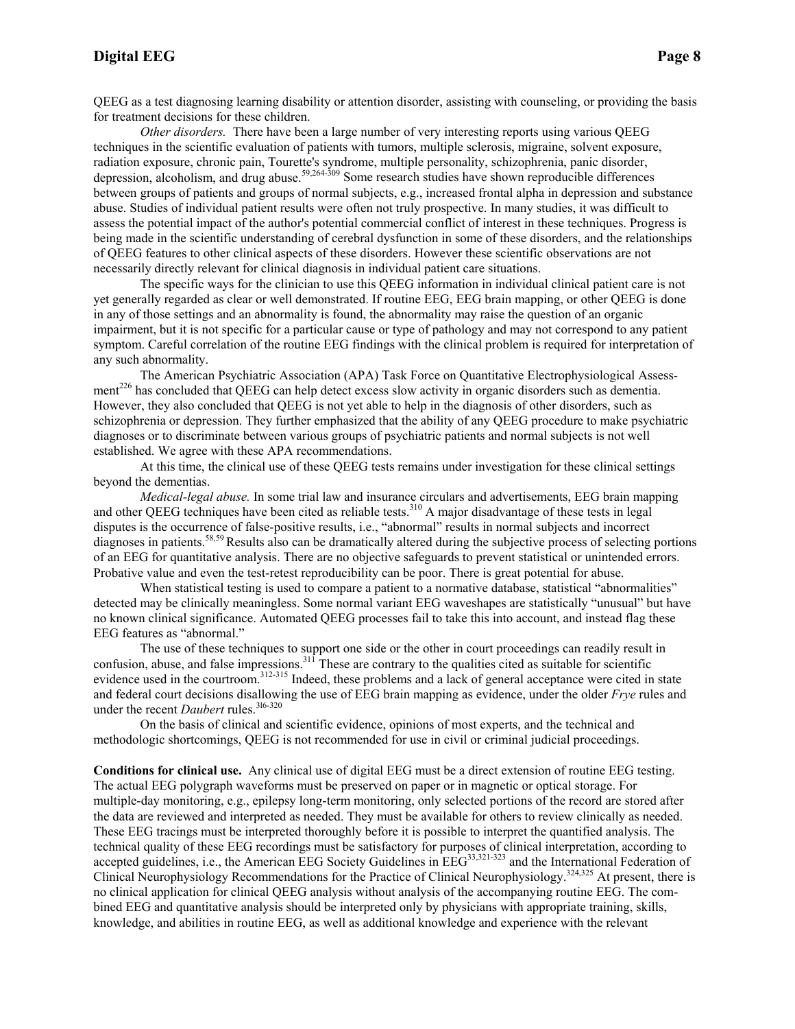QEEG as a test diagnosing learning disability or attention disorder, assisting with counseling, or providing the basis for treatment decisions for these children.

*Other disorders.* There have been a large number of very interesting reports using various QEEG techniques in the scientific evaluation of patients with tumors, multiple sclerosis, migraine, solvent exposure, radiation exposure, chronic pain, Tourette's syndrome, multiple personality, schizophrenia, panic disorder, depression, alcoholism, and drug abuse.[59,264-309] Some research studies have shown reproducible differences between groups of patients and groups of normal subjects, e.g., increased frontal alpha in depression and substance abuse. Studies of individual patient results were often not truly prospective. In many studies, it was difficult to assess the potential impact of the author's potential commercial conflict of interest in these techniques. Progress is being made in the scientific understanding of cerebral dysfunction in some of these disorders, and the relationships of QEEG features to other clinical aspects of these disorders. However these scientific observations are not necessarily directly relevant for clinical diagnosis in individual patient care situations.

The specific ways for the clinician to use this QEEG information in individual clinical patient care is not yet generally regarded as clear or well demonstrated. If routine EEG, EEG brain mapping, or other QEEG is done in any of those settings and an abnormality is found, the abnormality may raise the question of an organic impairment, but it is not specific for a particular cause or type of pathology and may not correspond to any patient symptom. Careful correlation of the routine EEG findings with the clinical problem is required for interpretation of any such abnormality.

The American Psychiatric Association (APA) Task Force on Quantitative Electrophysiological Assessment[226] has concluded that QEEG can help detect excess slow activity in organic disorders such as dementia. However, they also concluded that QEEG is not yet able to help in the diagnosis of other disorders, such as schizophrenia or depression. They further emphasized that the ability of any QEEG procedure to make psychiatric diagnoses or to discriminate between various groups of psychiatric patients and normal subjects is not well established. We agree with these APA recommendations.

At this time, the clinical use of these QEEG tests remains under investigation for these clinical settings beyond the dementias.

*Medical-legal abuse.* In some trial law and insurance circulars and advertisements, EEG brain mapping and other QEEG techniques have been cited as reliable tests.[310] A major disadvantage of these tests in legal disputes is the occurrence of false-positive results, i.e., "abnormal" results in normal subjects and incorrect diagnoses in patients.[58,59] Results also can be dramatically altered during the subjective process of selecting portions of an EEG for quantitative analysis. There are no objective safeguards to prevent statistical or unintended errors. Probative value and even the test-retest reproducibility can be poor. There is great potential for abuse.

When statistical testing is used to compare a patient to a normative database, statistical "abnormalities" detected may be clinically meaningless. Some normal variant EEG waveshapes are statistically "unusual" but have no known clinical significance. Automated QEEG processes fail to take this into account, and instead flag these EEG features as "abnormal."

The use of these techniques to support one side or the other in court proceedings can readily result in confusion, abuse, and false impressions.[311] These are contrary to the qualities cited as suitable for scientific evidence used in the courtroom.[312-315] Indeed, these problems and a lack of general acceptance were cited in state and federal court decisions disallowing the use of EEG brain mapping as evidence, under the older *Frye* rules and under the recent *Daubert* rules.[316-320]

On the basis of clinical and scientific evidence, opinions of most experts, and the technical and methodologic shortcomings, QEEG is not recommended for use in civil or criminal judicial proceedings.

**Conditions for clinical use.** Any clinical use of digital EEG must be a direct extension of routine EEG testing. The actual EEG polygraph waveforms must be preserved on paper or in magnetic or optical storage. For multiple-day monitoring, e.g., epilepsy long-term monitoring, only selected portions of the record are stored after the data are reviewed and interpreted as needed. They must be available for others to review clinically as needed. These EEG tracings must be interpreted thoroughly before it is possible to interpret the quantified analysis. The technical quality of these EEG recordings must be satisfactory for purposes of clinical interpretation, according to accepted guidelines, i.e., the American EEG Society Guidelines in EEG[33,321-323] and the International Federation of Clinical Neurophysiology Recommendations for the Practice of Clinical Neurophysiology.[324,325] At present, there is no clinical application for clinical QEEG analysis without analysis of the accompanying routine EEG. The combined EEG and quantitative analysis should be interpreted only by physicians with appropriate training, skills, knowledge, and abilities in routine EEG, as well as additional knowledge and experience with the relevant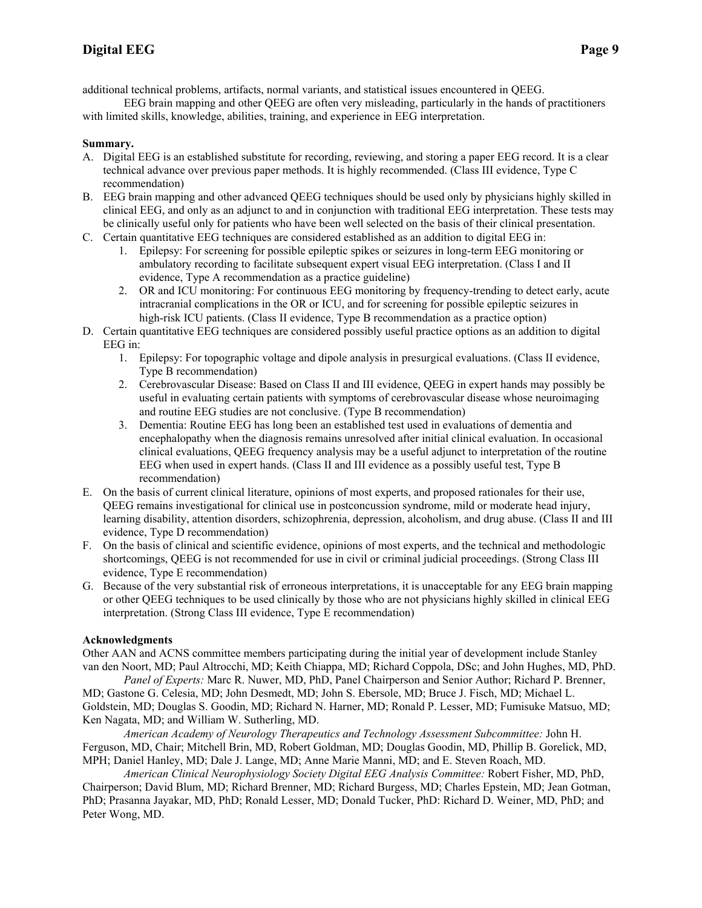additional technical problems, artifacts, normal variants, and statistical issues encountered in QEEG.

EEG brain mapping and other QEEG are often very misleading, particularly in the hands of practitioners with limited skills, knowledge, abilities, training, and experience in EEG interpretation.

**Summary.**

A. Digital EEG is an established substitute for recording, reviewing, and storing a paper EEG record. It is a clear technical advance over previous paper methods. It is highly recommended. (Class III evidence, Type C recommendation)

B. EEG brain mapping and other advanced QEEG techniques should be used only by physicians highly skilled in clinical EEG, and only as an adjunct to and in conjunction with traditional EEG interpretation. These tests may be clinically useful only for patients who have been well selected on the basis of their clinical presentation.

C. Certain quantitative EEG techniques are considered established as an addition to digital EEG in:
   1. Epilepsy: For screening for possible epileptic spikes or seizures in long-term EEG monitoring or ambulatory recording to facilitate subsequent expert visual EEG interpretation. (Class I and II evidence, Type A recommendation as a practice guideline)
   2. OR and ICU monitoring: For continuous EEG monitoring by frequency-trending to detect early, acute intracranial complications in the OR or ICU, and for screening for possible epileptic seizures in high-risk ICU patients. (Class II evidence, Type B recommendation as a practice option)

D. Certain quantitative EEG techniques are considered possibly useful practice options as an addition to digital EEG in:
   1. Epilepsy: For topographic voltage and dipole analysis in presurgical evaluations. (Class II evidence, Type B recommendation)
   2. Cerebrovascular Disease: Based on Class II and III evidence, QEEG in expert hands may possibly be useful in evaluating certain patients with symptoms of cerebrovascular disease whose neuroimaging and routine EEG studies are not conclusive. (Type B recommendation)
   3. Dementia: Routine EEG has long been an established test used in evaluations of dementia and encephalopathy when the diagnosis remains unresolved after initial clinical evaluation. In occasional clinical evaluations, QEEG frequency analysis may be a useful adjunct to interpretation of the routine EEG when used in expert hands. (Class II and III evidence as a possibly useful test, Type B recommendation)

E. On the basis of current clinical literature, opinions of most experts, and proposed rationales for their use, QEEG remains investigational for clinical use in postconcussion syndrome, mild or moderate head injury, learning disability, attention disorders, schizophrenia, depression, alcoholism, and drug abuse. (Class II and III evidence, Type D recommendation)

F. On the basis of clinical and scientific evidence, opinions of most experts, and the technical and methodologic shortcomings, QEEG is not recommended for use in civil or criminal judicial proceedings. (Strong Class III evidence, Type E recommendation)

G. Because of the very substantial risk of erroneous interpretations, it is unacceptable for any EEG brain mapping or other QEEG techniques to be used clinically by those who are not physicians highly skilled in clinical EEG interpretation. (Strong Class III evidence, Type E recommendation)

**Acknowledgments**

Other AAN and ACNS committee members participating during the initial year of development include Stanley van den Noort, MD; Paul Altrocchi, MD; Keith Chiappa, MD; Richard Coppola, DSc; and John Hughes, MD, PhD.

*Panel of Experts:* Marc R. Nuwer, MD, PhD, Panel Chairperson and Senior Author; Richard P. Brenner, MD; Gastone G. Celesia, MD; John Desmedt, MD; John S. Ebersole, MD; Bruce J. Fisch, MD; Michael L. Goldstein, MD; Douglas S. Goodin, MD; Richard N. Harner, MD; Ronald P. Lesser, MD; Fumisuke Matsuo, MD; Ken Nagata, MD; and William W. Sutherling, MD.

*American Academy of Neurology Therapeutics and Technology Assessment Subcommittee:* John H. Ferguson, MD, Chair; Mitchell Brin, MD, Robert Goldman, MD; Douglas Goodin, MD, Phillip B. Gorelick, MD, MPH; Daniel Hanley, MD; Dale J. Lange, MD; Anne Marie Manni, MD; and E. Steven Roach, MD.

*American Clinical Neurophysiology Society Digital EEG Analysis Committee:* Robert Fisher, MD, PhD, Chairperson; David Blum, MD; Richard Brenner, MD; Richard Burgess, MD; Charles Epstein, MD; Jean Gotman, PhD; Prasanna Jayakar, MD, PhD; Ronald Lesser, MD; Donald Tucker, PhD: Richard D. Weiner, MD, PhD; and Peter Wong, MD.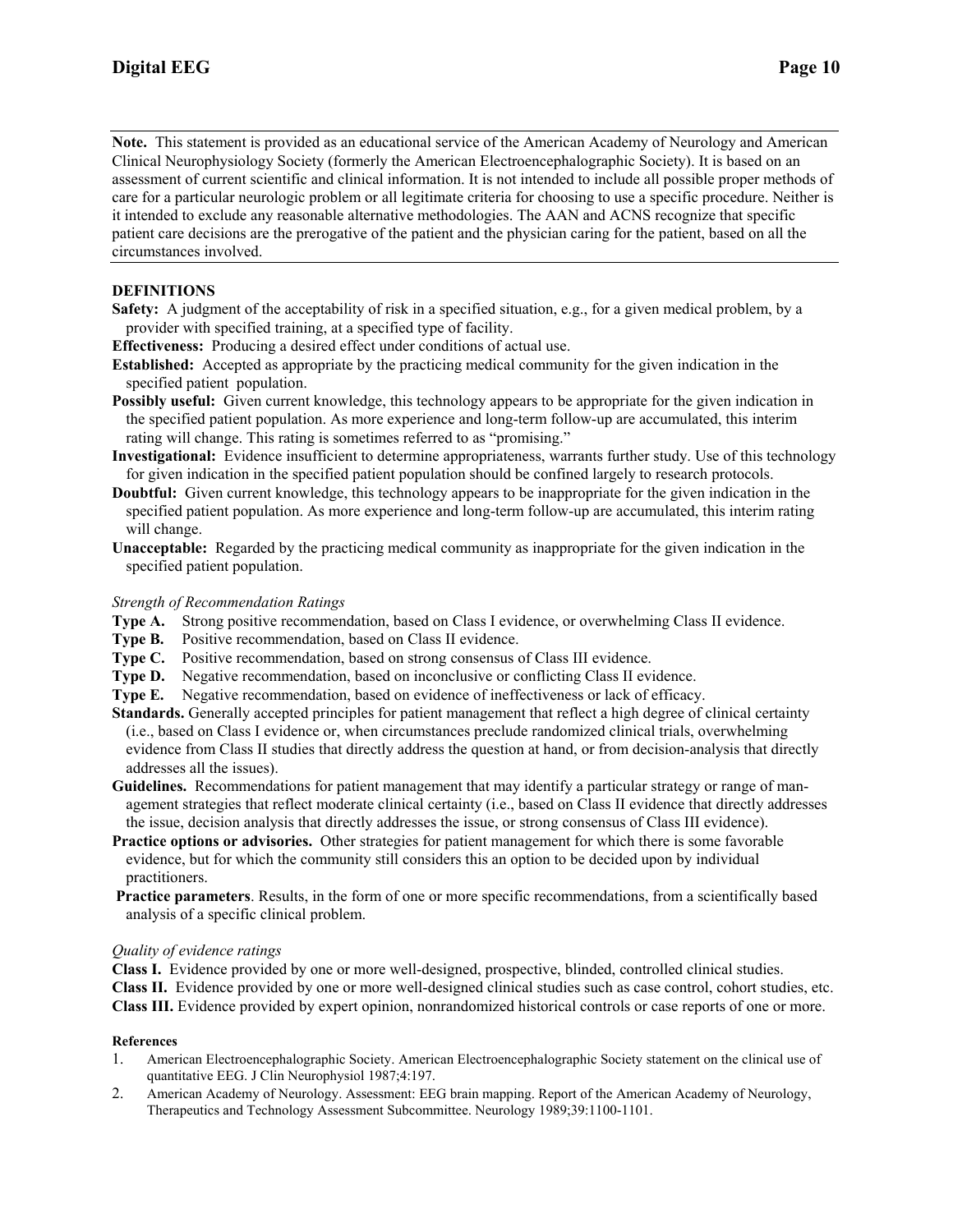**Note.** This statement is provided as an educational service of the American Academy of Neurology and American Clinical Neurophysiology Society (formerly the American Electroencephalographic Society). It is based on an assessment of current scientific and clinical information. It is not intended to include all possible proper methods of care for a particular neurologic problem or all legitimate criteria for choosing to use a specific procedure. Neither is it intended to exclude any reasonable alternative methodologies. The AAN and ACNS recognize that specific patient care decisions are the prerogative of the patient and the physician caring for the patient, based on all the circumstances involved.

## DEFINITIONS

**Safety:** A judgment of the acceptability of risk in a specified situation, e.g., for a given medical problem, by a provider with specified training, at a specified type of facility.

**Effectiveness:** Producing a desired effect under conditions of actual use.

**Established:** Accepted as appropriate by the practicing medical community for the given indication in the specified patient population.

**Possibly useful:** Given current knowledge, this technology appears to be appropriate for the given indication in the specified patient population. As more experience and long-term follow-up are accumulated, this interim rating will change. This rating is sometimes referred to as "promising."

**Investigational:** Evidence insufficient to determine appropriateness, warrants further study. Use of this technology for given indication in the specified patient population should be confined largely to research protocols.

**Doubtful:** Given current knowledge, this technology appears to be inappropriate for the given indication in the specified patient population. As more experience and long-term follow-up are accumulated, this interim rating will change.

**Unacceptable:** Regarded by the practicing medical community as inappropriate for the given indication in the specified patient population.

*Strength of Recommendation Ratings*

**Type A.** Strong positive recommendation, based on Class I evidence, or overwhelming Class II evidence.

**Type B.** Positive recommendation, based on Class II evidence.

**Type C.** Positive recommendation, based on strong consensus of Class III evidence.

**Type D.** Negative recommendation, based on inconclusive or conflicting Class II evidence.

**Type E.** Negative recommendation, based on evidence of ineffectiveness or lack of efficacy.

**Standards.** Generally accepted principles for patient management that reflect a high degree of clinical certainty (i.e., based on Class I evidence or, when circumstances preclude randomized clinical trials, overwhelming evidence from Class II studies that directly address the question at hand, or from decision-analysis that directly addresses all the issues).

**Guidelines.** Recommendations for patient management that may identify a particular strategy or range of management strategies that reflect moderate clinical certainty (i.e., based on Class II evidence that directly addresses the issue, decision analysis that directly addresses the issue, or strong consensus of Class III evidence).

**Practice options or advisories.** Other strategies for patient management for which there is some favorable evidence, but for which the community still considers this an option to be decided upon by individual practitioners.

**Practice parameters**. Results, in the form of one or more specific recommendations, from a scientifically based analysis of a specific clinical problem.

*Quality of evidence ratings*

**Class I.** Evidence provided by one or more well-designed, prospective, blinded, controlled clinical studies.

**Class II.** Evidence provided by one or more well-designed clinical studies such as case control, cohort studies, etc.

**Class III.** Evidence provided by expert opinion, nonrandomized historical controls or case reports of one or more.

#### References

1. American Electroencephalographic Society. American Electroencephalographic Society statement on the clinical use of quantitative EEG. J Clin Neurophysiol 1987;4:197.
2. American Academy of Neurology. Assessment: EEG brain mapping. Report of the American Academy of Neurology, Therapeutics and Technology Assessment Subcommittee. Neurology 1989;39:1100-1101.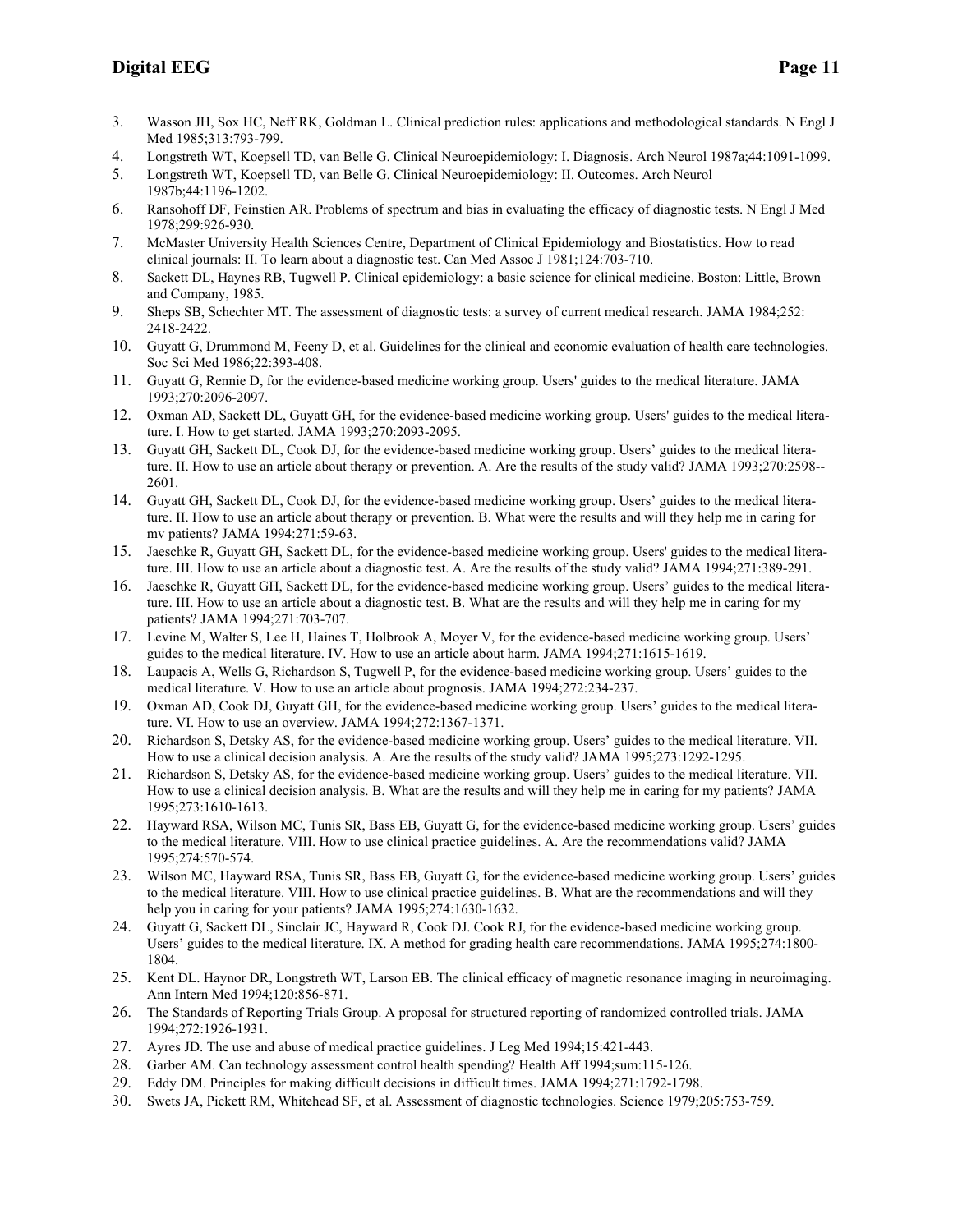3. Wasson JH, Sox HC, Neff RK, Goldman L. Clinical prediction rules: applications and methodological standards. N Engl J Med 1985;313:793-799.
4. Longstreth WT, Koepsell TD, van Belle G. Clinical Neuroepidemiology: I. Diagnosis. Arch Neurol 1987a;44:1091-1099.
5. Longstreth WT, Koepsell TD, van Belle G. Clinical Neuroepidemiology: II. Outcomes. Arch Neurol 1987b;44:1196-1202.
6. Ransohoff DF, Feinstien AR. Problems of spectrum and bias in evaluating the efficacy of diagnostic tests. N Engl J Med 1978;299:926-930.
7. McMaster University Health Sciences Centre, Department of Clinical Epidemiology and Biostatistics. How to read clinical journals: II. To learn about a diagnostic test. Can Med Assoc J 1981;124:703-710.
8. Sackett DL, Haynes RB, Tugwell P. Clinical epidemiology: a basic science for clinical medicine. Boston: Little, Brown and Company, 1985.
9. Sheps SB, Schechter MT. The assessment of diagnostic tests: a survey of current medical research. JAMA 1984;252: 2418-2422.
10. Guyatt G, Drummond M, Feeny D, et al. Guidelines for the clinical and economic evaluation of health care technologies. Soc Sci Med 1986;22:393-408.
11. Guyatt G, Rennie D, for the evidence-based medicine working group. Users' guides to the medical literature. JAMA 1993;270:2096-2097.
12. Oxman AD, Sackett DL, Guyatt GH, for the evidence-based medicine working group. Users' guides to the medical literature. I. How to get started. JAMA 1993;270:2093-2095.
13. Guyatt GH, Sackett DL, Cook DJ, for the evidence-based medicine working group. Users' guides to the medical literature. II. How to use an article about therapy or prevention. A. Are the results of the study valid? JAMA 1993;270:2598--2601.
14. Guyatt GH, Sackett DL, Cook DJ, for the evidence-based medicine working group. Users' guides to the medical literature. II. How to use an article about therapy or prevention. B. What were the results and will they help me in caring for mv patients? JAMA 1994:271:59-63.
15. Jaeschke R, Guyatt GH, Sackett DL, for the evidence-based medicine working group. Users' guides to the medical literature. III. How to use an article about a diagnostic test. A. Are the results of the study valid? JAMA 1994;271:389-291.
16. Jaeschke R, Guyatt GH, Sackett DL, for the evidence-based medicine working group. Users' guides to the medical literature. III. How to use an article about a diagnostic test. B. What are the results and will they help me in caring for my patients? JAMA 1994;271:703-707.
17. Levine M, Walter S, Lee H, Haines T, Holbrook A, Moyer V, for the evidence-based medicine working group. Users' guides to the medical literature. IV. How to use an article about harm. JAMA 1994;271:1615-1619.
18. Laupacis A, Wells G, Richardson S, Tugwell P, for the evidence-based medicine working group. Users' guides to the medical literature. V. How to use an article about prognosis. JAMA 1994;272:234-237.
19. Oxman AD, Cook DJ, Guyatt GH, for the evidence-based medicine working group. Users' guides to the medical literature. VI. How to use an overview. JAMA 1994;272:1367-1371.
20. Richardson S, Detsky AS, for the evidence-based medicine working group. Users' guides to the medical literature. VII. How to use a clinical decision analysis. A. Are the results of the study valid? JAMA 1995;273:1292-1295.
21. Richardson S, Detsky AS, for the evidence-based medicine working group. Users' guides to the medical literature. VII. How to use a clinical decision analysis. B. What are the results and will they help me in caring for my patients? JAMA 1995;273:1610-1613.
22. Hayward RSA, Wilson MC, Tunis SR, Bass EB, Guyatt G, for the evidence-based medicine working group. Users' guides to the medical literature. VIII. How to use clinical practice guidelines. A. Are the recommendations valid? JAMA 1995;274:570-574.
23. Wilson MC, Hayward RSA, Tunis SR, Bass EB, Guyatt G, for the evidence-based medicine working group. Users' guides to the medical literature. VIII. How to use clinical practice guidelines. B. What are the recommendations and will they help you in caring for your patients? JAMA 1995;274:1630-1632.
24. Guyatt G, Sackett DL, Sinclair JC, Hayward R, Cook DJ. Cook RJ, for the evidence-based medicine working group. Users' guides to the medical literature. IX. A method for grading health care recommendations. JAMA 1995;274:1800-1804.
25. Kent DL. Haynor DR, Longstreth WT, Larson EB. The clinical efficacy of magnetic resonance imaging in neuroimaging. Ann Intern Med 1994;120:856-871.
26. The Standards of Reporting Trials Group. A proposal for structured reporting of randomized controlled trials. JAMA 1994;272:1926-1931.
27. Ayres JD. The use and abuse of medical practice guidelines. J Leg Med 1994;15:421-443.
28. Garber AM. Can technology assessment control health spending? Health Aff 1994;sum:115-126.
29. Eddy DM. Principles for making difficult decisions in difficult times. JAMA 1994;271:1792-1798.
30. Swets JA, Pickett RM, Whitehead SF, et al. Assessment of diagnostic technologies. Science 1979;205:753-759.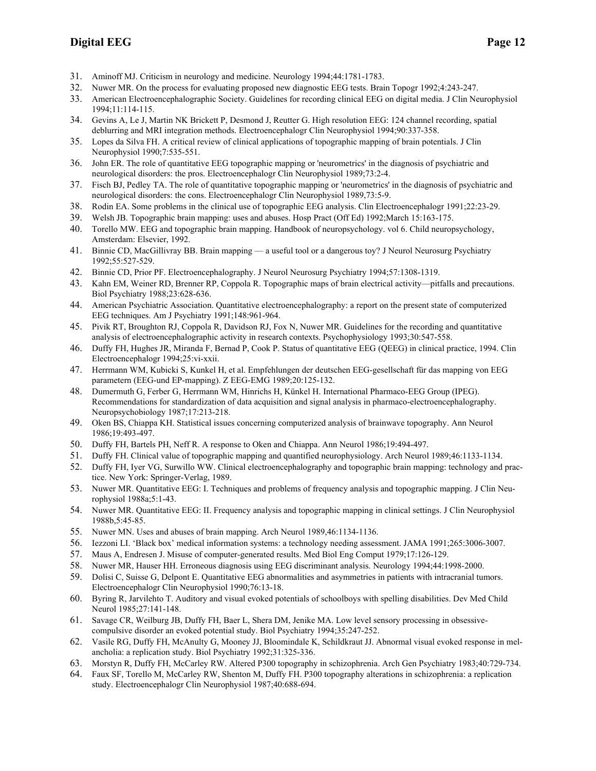31. Aminoff MJ. Criticism in neurology and medicine. Neurology 1994;44:1781-1783.
32. Nuwer MR. On the process for evaluating proposed new diagnostic EEG tests. Brain Topogr 1992;4:243-247.
33. American Electroencephalographic Society. Guidelines for recording clinical EEG on digital media. J Clin Neurophysiol 1994;11:114-115.
34. Gevins A, Le J, Martin NK Brickett P, Desmond J, Reutter G. High resolution EEG: 124 channel recording, spatial deblurring and MRI integration methods. Electroencephalogr Clin Neurophysiol 1994;90:337-358.
35. Lopes da Silva FH. A critical review of clinical applications of topographic mapping of brain potentials. J Clin Neurophysiol 1990;7:535-551.
36. John ER. The role of quantitative EEG topographic mapping or 'neurometrics' in the diagnosis of psychiatric and neurological disorders: the pros. Electroencephalogr Clin Neurophysiol 1989;73:2-4.
37. Fisch BJ, Pedley TA. The role of quantitative topographic mapping or 'neurometrics' in the diagnosis of psychiatric and neurological disorders: the cons. Electroencephalogr Clin Neurophysiol 1989,73:5-9.
38. Rodin EA. Some problems in the clinical use of topographic EEG analysis. Clin Electroencephalogr 1991;22:23-29.
39. Welsh JB. Topographic brain mapping: uses and abuses. Hosp Pract (Off Ed) 1992;March 15:163-175.
40. Torello MW. EEG and topographic brain mapping. Handbook of neuropsychology. vol 6. Child neuropsychology, Amsterdam: Elsevier, 1992.
41. Binnie CD, MacGillivray BB. Brain mapping — a useful tool or a dangerous toy? J Neurol Neurosurg Psychiatry 1992;55:527-529.
42. Binnie CD, Prior PF. Electroencephalography. J Neurol Neurosurg Psychiatry 1994;57:1308-1319.
43. Kahn EM, Weiner RD, Brenner RP, Coppola R. Topographic maps of brain electrical activity—pitfalls and precautions. Biol Psychiatry 1988;23:628-636.
44. American Psychiatric Association. Quantitative electroencephalography: a report on the present state of computerized EEG techniques. Am J Psychiatry 1991;148:961-964.
45. Pivik RT, Broughton RJ, Coppola R, Davidson RJ, Fox N, Nuwer MR. Guidelines for the recording and quantitative analysis of electroencephalographic activity in research contexts. Psychophysiology 1993;30:547-558.
46. Duffy FH, Hughes JR, Miranda F, Bernad P, Cook P. Status of quantitative EEG (QEEG) in clinical practice, 1994. Clin Electroencephalogr 1994;25:vi-xxii.
47. Herrmann WM, Kubicki S, Kunkel H, et al. Empfehlungen der deutschen EEG-gesellschaft für das mapping von EEG parametern (EEG-und EP-mapping). Z EEG-EMG 1989;20:125-132.
48. Dumermuth G, Ferber G, Herrmann WM, Hinrichs H, Künkel H. International Pharmaco-EEG Group (IPEG). Recommendations for standardization of data acquisition and signal analysis in pharmaco-electroencephalography. Neuropsychobiology 1987;17:213-218.
49. Oken BS, Chiappa KH. Statistical issues concerning computerized analysis of brainwave topography. Ann Neurol 1986;19:493-497.
50. Duffy FH, Bartels PH, Neff R. A response to Oken and Chiappa. Ann Neurol 1986;19:494-497.
51. Duffy FH. Clinical value of topographic mapping and quantified neurophysiology. Arch Neurol 1989;46:1133-1134.
52. Duffy FH, Iyer VG, Surwillo WW. Clinical electroencephalography and topographic brain mapping: technology and practice. New York: Springer-Verlag, 1989.
53. Nuwer MR. Quantitative EEG: I. Techniques and problems of frequency analysis and topographic mapping. J Clin Neurophysiol 1988a;5:1-43.
54. Nuwer MR. Quantitative EEG: II. Frequency analysis and topographic mapping in clinical settings. J Clin Neurophysiol 1988b,5:45-85.
55. Nuwer MN. Uses and abuses of brain mapping. Arch Neurol 1989,46:1134-1136.
56. Iezzoni LI. 'Black box' medical information systems: a technology needing assessment. JAMA 1991;265:3006-3007.
57. Maus A, Endresen J. Misuse of computer-generated results. Med Biol Eng Comput 1979;17:126-129.
58. Nuwer MR, Hauser HH. Erroneous diagnosis using EEG discriminant analysis. Neurology 1994;44:1998-2000.
59. Dolisi C, Suisse G, Delpont E. Quantitative EEG abnormalities and asymmetries in patients with intracranial tumors. Electroencephalogr Clin Neurophysiol 1990;76:13-18.
60. Byring R, Jarvilehto T. Auditory and visual evoked potentials of schoolboys with spelling disabilities. Dev Med Child Neurol 1985;27:141-148.
61. Savage CR, Weilburg JB, Duffy FH, Baer L, Shera DM, Jenike MA. Low level sensory processing in obsessive-compulsive disorder an evoked potential study. Biol Psychiatry 1994;35:247-252.
62. Vasile RG, Duffy FH, McAnulty G, Mooney JJ, Bloomindale K, Schildkraut JJ. Abnormal visual evoked response in melancholia: a replication study. Biol Psychiatry 1992;31:325-336.
63. Morstyn R, Duffy FH, McCarley RW. Altered P300 topography in schizophrenia. Arch Gen Psychiatry 1983;40:729-734.
64. Faux SF, Torello M, McCarley RW, Shenton M, Duffy FH. P300 topography alterations in schizophrenia: a replication study. Electroencephalogr Clin Neurophysiol 1987;40:688-694.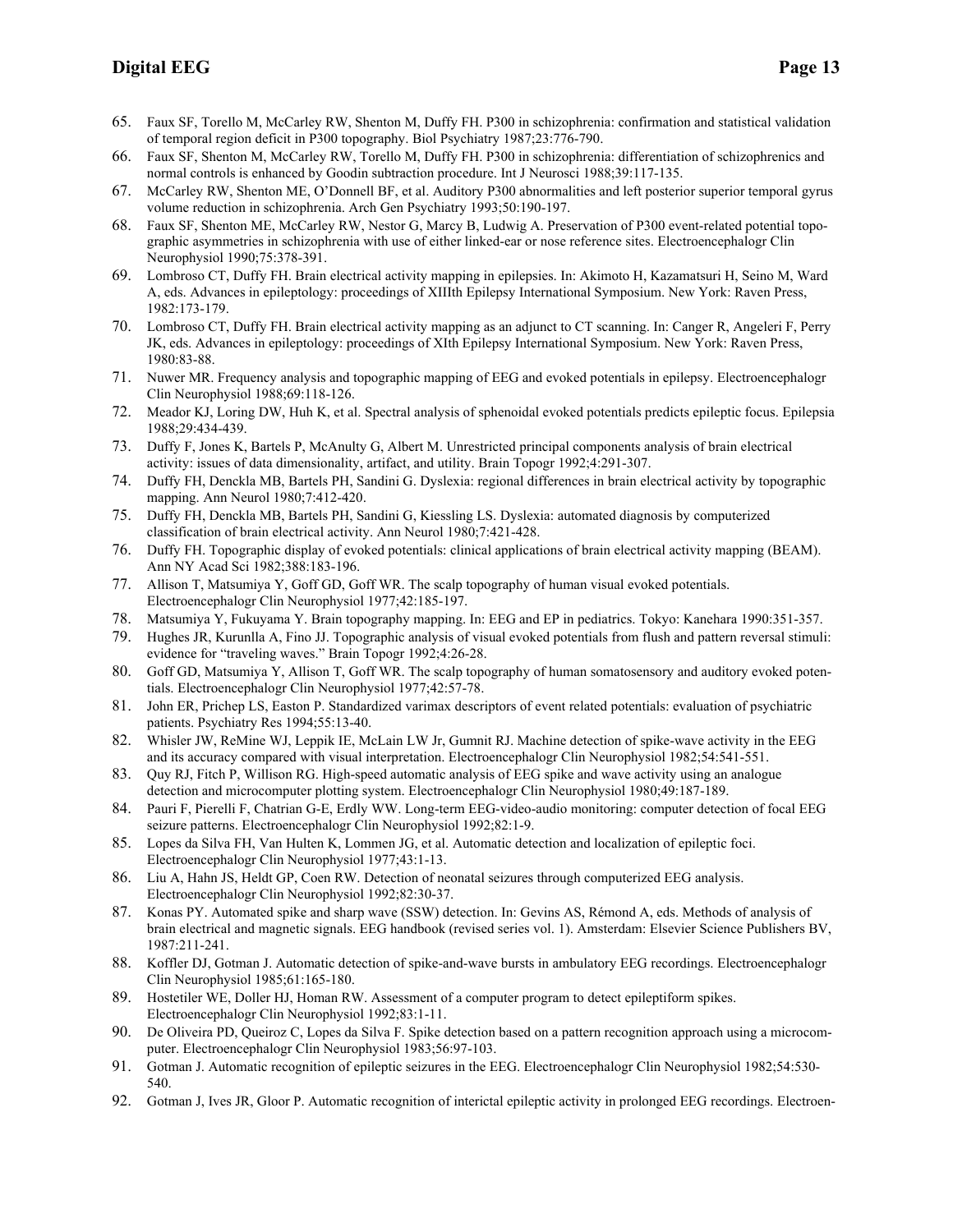65. Faux SF, Torello M, McCarley RW, Shenton M, Duffy FH. P300 in schizophrenia: confirmation and statistical validation of temporal region deficit in P300 topography. Biol Psychiatry 1987;23:776-790.
66. Faux SF, Shenton M, McCarley RW, Torello M, Duffy FH. P300 in schizophrenia: differentiation of schizophrenics and normal controls is enhanced by Goodin subtraction procedure. Int J Neurosci 1988;39:117-135.
67. McCarley RW, Shenton ME, O'Donnell BF, et al. Auditory P300 abnormalities and left posterior superior temporal gyrus volume reduction in schizophrenia. Arch Gen Psychiatry 1993;50:190-197.
68. Faux SF, Shenton ME, McCarley RW, Nestor G, Marcy B, Ludwig A. Preservation of P300 event-related potential topographic asymmetries in schizophrenia with use of either linked-ear or nose reference sites. Electroencephalogr Clin Neurophysiol 1990;75:378-391.
69. Lombroso CT, Duffy FH. Brain electrical activity mapping in epilepsies. In: Akimoto H, Kazamatsuri H, Seino M, Ward A, eds. Advances in epileptology: proceedings of XIIIth Epilepsy International Symposium. New York: Raven Press, 1982:173-179.
70. Lombroso CT, Duffy FH. Brain electrical activity mapping as an adjunct to CT scanning. In: Canger R, Angeleri F, Perry JK, eds. Advances in epileptology: proceedings of XIth Epilepsy International Symposium. New York: Raven Press, 1980:83-88.
71. Nuwer MR. Frequency analysis and topographic mapping of EEG and evoked potentials in epilepsy. Electroencephalogr Clin Neurophysiol 1988;69:118-126.
72. Meador KJ, Loring DW, Huh K, et al. Spectral analysis of sphenoidal evoked potentials predicts epileptic focus. Epilepsia 1988;29:434-439.
73. Duffy F, Jones K, Bartels P, McAnulty G, Albert M. Unrestricted principal components analysis of brain electrical activity: issues of data dimensionality, artifact, and utility. Brain Topogr 1992;4:291-307.
74. Duffy FH, Denckla MB, Bartels PH, Sandini G. Dyslexia: regional differences in brain electrical activity by topographic mapping. Ann Neurol 1980;7:412-420.
75. Duffy FH, Denckla MB, Bartels PH, Sandini G, Kiessling LS. Dyslexia: automated diagnosis by computerized classification of brain electrical activity. Ann Neurol 1980;7:421-428.
76. Duffy FH. Topographic display of evoked potentials: clinical applications of brain electrical activity mapping (BEAM). Ann NY Acad Sci 1982;388:183-196.
77. Allison T, Matsumiya Y, Goff GD, Goff WR. The scalp topography of human visual evoked potentials. Electroencephalogr Clin Neurophysiol 1977;42:185-197.
78. Matsumiya Y, Fukuyama Y. Brain topography mapping. In: EEG and EP in pediatrics. Tokyo: Kanehara 1990:351-357.
79. Hughes JR, Kurunlla A, Fino JJ. Topographic analysis of visual evoked potentials from flush and pattern reversal stimuli: evidence for "traveling waves." Brain Topogr 1992;4:26-28.
80. Goff GD, Matsumiya Y, Allison T, Goff WR. The scalp topography of human somatosensory and auditory evoked potentials. Electroencephalogr Clin Neurophysiol 1977;42:57-78.
81. John ER, Prichep LS, Easton P. Standardized varimax descriptors of event related potentials: evaluation of psychiatric patients. Psychiatry Res 1994;55:13-40.
82. Whisler JW, ReMine WJ, Leppik IE, McLain LW Jr, Gumnit RJ. Machine detection of spike-wave activity in the EEG and its accuracy compared with visual interpretation. Electroencephalogr Clin Neurophysiol 1982;54:541-551.
83. Quy RJ, Fitch P, Willison RG. High-speed automatic analysis of EEG spike and wave activity using an analogue detection and microcomputer plotting system. Electroencephalogr Clin Neurophysiol 1980;49:187-189.
84. Pauri F, Pierelli F, Chatrian G-E, Erdly WW. Long-term EEG-video-audio monitoring: computer detection of focal EEG seizure patterns. Electroencephalogr Clin Neurophysiol 1992;82:1-9.
85. Lopes da Silva FH, Van Hulten K, Lommen JG, et al. Automatic detection and localization of epileptic foci. Electroencephalogr Clin Neurophysiol 1977;43:1-13.
86. Liu A, Hahn JS, Heldt GP, Coen RW. Detection of neonatal seizures through computerized EEG analysis. Electroencephalogr Clin Neurophysiol 1992;82:30-37.
87. Konas PY. Automated spike and sharp wave (SSW) detection. In: Gevins AS, Rémond A, eds. Methods of analysis of brain electrical and magnetic signals. EEG handbook (revised series vol. 1). Amsterdam: Elsevier Science Publishers BV, 1987:211-241.
88. Koffler DJ, Gotman J. Automatic detection of spike-and-wave bursts in ambulatory EEG recordings. Electroencephalogr Clin Neurophysiol 1985;61:165-180.
89. Hostetiler WE, Doller HJ, Homan RW. Assessment of a computer program to detect epileptiform spikes. Electroencephalogr Clin Neurophysiol 1992;83:1-11.
90. De Oliveira PD, Queiroz C, Lopes da Silva F. Spike detection based on a pattern recognition approach using a microcomputer. Electroencephalogr Clin Neurophysiol 1983;56:97-103.
91. Gotman J. Automatic recognition of epileptic seizures in the EEG. Electroencephalogr Clin Neurophysiol 1982;54:530-540.
92. Gotman J, Ives JR, Gloor P. Automatic recognition of interictal epileptic activity in prolonged EEG recordings. Electroen-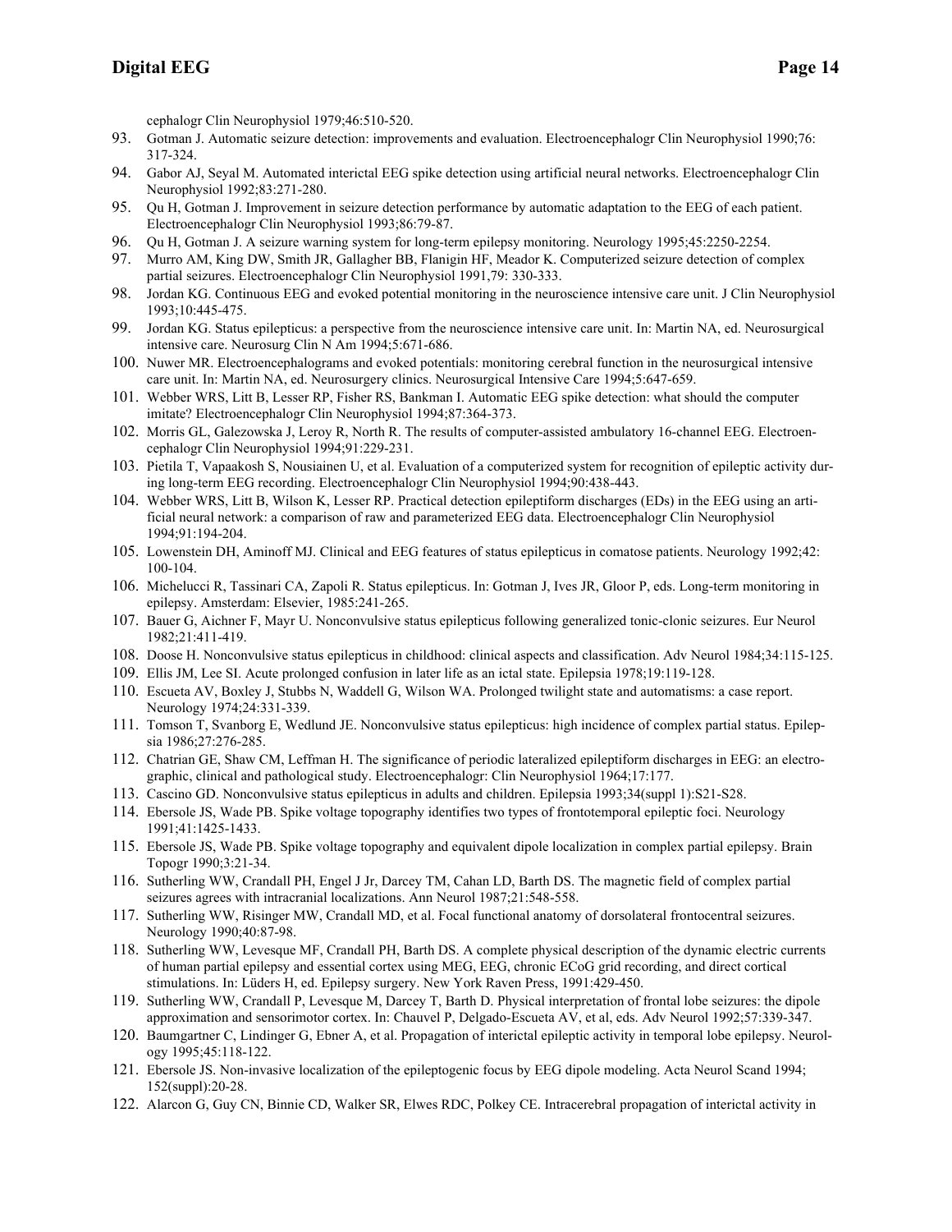cephalogr Clin Neurophysiol 1979;46:510-520.

93. Gotman J. Automatic seizure detection: improvements and evaluation. Electroencephalogr Clin Neurophysiol 1990;76: 317-324.
94. Gabor AJ, Seyal M. Automated interictal EEG spike detection using artificial neural networks. Electroencephalogr Clin Neurophysiol 1992;83:271-280.
95. Qu H, Gotman J. Improvement in seizure detection performance by automatic adaptation to the EEG of each patient. Electroencephalogr Clin Neurophysiol 1993;86:79-87.
96. Qu H, Gotman J. A seizure warning system for long-term epilepsy monitoring. Neurology 1995;45:2250-2254.
97. Murro AM, King DW, Smith JR, Gallagher BB, Flanigin HF, Meador K. Computerized seizure detection of complex partial seizures. Electroencephalogr Clin Neurophysiol 1991,79: 330-333.
98. Jordan KG. Continuous EEG and evoked potential monitoring in the neuroscience intensive care unit. J Clin Neurophysiol 1993;10:445-475.
99. Jordan KG. Status epilepticus: a perspective from the neuroscience intensive care unit. In: Martin NA, ed. Neurosurgical intensive care. Neurosurg Clin N Am 1994;5:671-686.
100. Nuwer MR. Electroencephalograms and evoked potentials: monitoring cerebral function in the neurosurgical intensive care unit. In: Martin NA, ed. Neurosurgery clinics. Neurosurgical Intensive Care 1994;5:647-659.
101. Webber WRS, Litt B, Lesser RP, Fisher RS, Bankman I. Automatic EEG spike detection: what should the computer imitate? Electroencephalogr Clin Neurophysiol 1994;87:364-373.
102. Morris GL, Galezowska J, Leroy R, North R. The results of computer-assisted ambulatory 16-channel EEG. Electroencephalogr Clin Neurophysiol 1994;91:229-231.
103. Pietila T, Vapaakosh S, Nousiainen U, et al. Evaluation of a computerized system for recognition of epileptic activity during long-term EEG recording. Electroencephalogr Clin Neurophysiol 1994;90:438-443.
104. Webber WRS, Litt B, Wilson K, Lesser RP. Practical detection epileptiform discharges (EDs) in the EEG using an artificial neural network: a comparison of raw and parameterized EEG data. Electroencephalogr Clin Neurophysiol 1994;91:194-204.
105. Lowenstein DH, Aminoff MJ. Clinical and EEG features of status epilepticus in comatose patients. Neurology 1992;42: 100-104.
106. Michelucci R, Tassinari CA, Zapoli R. Status epilepticus. In: Gotman J, Ives JR, Gloor P, eds. Long-term monitoring in epilepsy. Amsterdam: Elsevier, 1985:241-265.
107. Bauer G, Aichner F, Mayr U. Nonconvulsive status epilepticus following generalized tonic-clonic seizures. Eur Neurol 1982;21:411-419.
108. Doose H. Nonconvulsive status epilepticus in childhood: clinical aspects and classification. Adv Neurol 1984;34:115-125.
109. Ellis JM, Lee SI. Acute prolonged confusion in later life as an ictal state. Epilepsia 1978;19:119-128.
110. Escueta AV, Boxley J, Stubbs N, Waddell G, Wilson WA. Prolonged twilight state and automatisms: a case report. Neurology 1974;24:331-339.
111. Tomson T, Svanborg E, Wedlund JE. Nonconvulsive status epilepticus: high incidence of complex partial status. Epilepsia 1986;27:276-285.
112. Chatrian GE, Shaw CM, Leffman H. The significance of periodic lateralized epileptiform discharges in EEG: an electrographic, clinical and pathological study. Electroencephalogr: Clin Neurophysiol 1964;17:177.
113. Cascino GD. Nonconvulsive status epilepticus in adults and children. Epilepsia 1993;34(suppl 1):S21-S28.
114. Ebersole JS, Wade PB. Spike voltage topography identifies two types of frontotemporal epileptic foci. Neurology 1991;41:1425-1433.
115. Ebersole JS, Wade PB. Spike voltage topography and equivalent dipole localization in complex partial epilepsy. Brain Topogr 1990;3:21-34.
116. Sutherling WW, Crandall PH, Engel J Jr, Darcey TM, Cahan LD, Barth DS. The magnetic field of complex partial seizures agrees with intracranial localizations. Ann Neurol 1987;21:548-558.
117. Sutherling WW, Risinger MW, Crandall MD, et al. Focal functional anatomy of dorsolateral frontocentral seizures. Neurology 1990;40:87-98.
118. Sutherling WW, Levesque MF, Crandall PH, Barth DS. A complete physical description of the dynamic electric currents of human partial epilepsy and essential cortex using MEG, EEG, chronic ECoG grid recording, and direct cortical stimulations. In: Lüders H, ed. Epilepsy surgery. New York Raven Press, 1991:429-450.
119. Sutherling WW, Crandall P, Levesque M, Darcey T, Barth D. Physical interpretation of frontal lobe seizures: the dipole approximation and sensorimotor cortex. In: Chauvel P, Delgado-Escueta AV, et al, eds. Adv Neurol 1992;57:339-347.
120. Baumgartner C, Lindinger G, Ebner A, et al. Propagation of interictal epileptic activity in temporal lobe epilepsy. Neurology 1995;45:118-122.
121. Ebersole JS. Non-invasive localization of the epileptogenic focus by EEG dipole modeling. Acta Neurol Scand 1994; 152(suppl):20-28.
122. Alarcon G, Guy CN, Binnie CD, Walker SR, Elwes RDC, Polkey CE. Intracerebral propagation of interictal activity in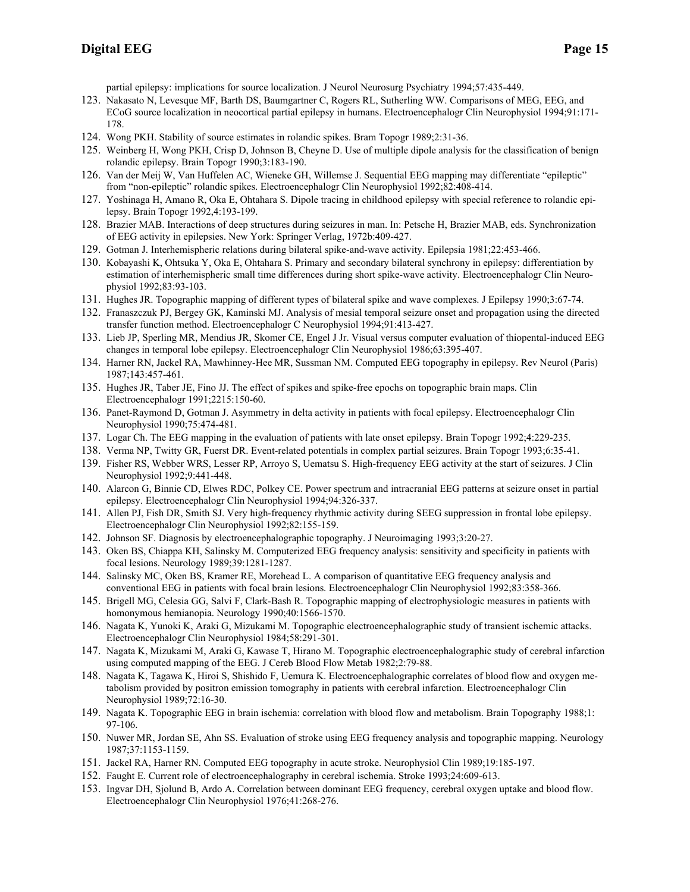partial epilepsy: implications for source localization. J Neurol Neurosurg Psychiatry 1994;57:435-449.

123. Nakasato N, Levesque MF, Barth DS, Baumgartner C, Rogers RL, Sutherling WW. Comparisons of MEG, EEG, and ECoG source localization in neocortical partial epilepsy in humans. Electroencephalogr Clin Neurophysiol 1994;91:171-178.
124. Wong PKH. Stability of source estimates in rolandic spikes. Bram Topogr 1989;2:31-36.
125. Weinberg H, Wong PKH, Crisp D, Johnson B, Cheyne D. Use of multiple dipole analysis for the classification of benign rolandic epilepsy. Brain Topogr 1990;3:183-190.
126. Van der Meij W, Van Huffelen AC, Wieneke GH, Willemse J. Sequential EEG mapping may differentiate "epileptic" from "non-epileptic" rolandic spikes. Electroencephalogr Clin Neurophysiol 1992;82:408-414.
127. Yoshinaga H, Amano R, Oka E, Ohtahara S. Dipole tracing in childhood epilepsy with special reference to rolandic epilepsy. Brain Topogr 1992,4:193-199.
128. Brazier MAB. Interactions of deep structures during seizures in man. In: Petsche H, Brazier MAB, eds. Synchronization of EEG activity in epilepsies. New York: Springer Verlag, 1972b:409-427.
129. Gotman J. Interhemispheric relations during bilateral spike-and-wave activity. Epilepsia 1981;22:453-466.
130. Kobayashi K, Ohtsuka Y, Oka E, Ohtahara S. Primary and secondary bilateral synchrony in epilepsy: differentiation by estimation of interhemispheric small time differences during short spike-wave activity. Electroencephalogr Clin Neurophysiol 1992;83:93-103.
131. Hughes JR. Topographic mapping of different types of bilateral spike and wave complexes. J Epilepsy 1990;3:67-74.
132. Franaszczuk PJ, Bergey GK, Kaminski MJ. Analysis of mesial temporal seizure onset and propagation using the directed transfer function method. Electroencephalogr C Neurophysiol 1994;91:413-427.
133. Lieb JP, Sperling MR, Mendius JR, Skomer CE, Engel J Jr. Visual versus computer evaluation of thiopental-induced EEG changes in temporal lobe epilepsy. Electroencephalogr Clin Neurophysiol 1986;63:395-407.
134. Harner RN, Jackel RA, Mawhinney-Hee MR, Sussman NM. Computed EEG topography in epilepsy. Rev Neurol (Paris) 1987;143:457-461.
135. Hughes JR, Taber JE, Fino JJ. The effect of spikes and spike-free epochs on topographic brain maps. Clin Electroencephalogr 1991;2215:150-60.
136. Panet-Raymond D, Gotman J. Asymmetry in delta activity in patients with focal epilepsy. Electroencephalogr Clin Neurophysiol 1990;75:474-481.
137. Logar Ch. The EEG mapping in the evaluation of patients with late onset epilepsy. Brain Topogr 1992;4:229-235.
138. Verma NP, Twitty GR, Fuerst DR. Event-related potentials in complex partial seizures. Brain Topogr 1993;6:35-41.
139. Fisher RS, Webber WRS, Lesser RP, Arroyo S, Uematsu S. High-frequency EEG activity at the start of seizures. J Clin Neurophysiol 1992;9:441-448.
140. Alarcon G, Binnie CD, Elwes RDC, Polkey CE. Power spectrum and intracranial EEG patterns at seizure onset in partial epilepsy. Electroencephalogr Clin Neurophysiol 1994;94:326-337.
141. Allen PJ, Fish DR, Smith SJ. Very high-frequency rhythmic activity during SEEG suppression in frontal lobe epilepsy. Electroencephalogr Clin Neurophysiol 1992;82:155-159.
142. Johnson SF. Diagnosis by electroencephalographic topography. J Neuroimaging 1993;3:20-27.
143. Oken BS, Chiappa KH, Salinsky M. Computerized EEG frequency analysis: sensitivity and specificity in patients with focal lesions. Neurology 1989;39:1281-1287.
144. Salinsky MC, Oken BS, Kramer RE, Morehead L. A comparison of quantitative EEG frequency analysis and conventional EEG in patients with focal brain lesions. Electroencephalogr Clin Neurophysiol 1992;83:358-366.
145. Brigell MG, Celesia GG, Salvi F, Clark-Bash R. Topographic mapping of electrophysiologic measures in patients with homonymous hemianopia. Neurology 1990;40:1566-1570.
146. Nagata K, Yunoki K, Araki G, Mizukami M. Topographic electroencephalographic study of transient ischemic attacks. Electroencephalogr Clin Neurophysiol 1984;58:291-301.
147. Nagata K, Mizukami M, Araki G, Kawase T, Hirano M. Topographic electroencephalographic study of cerebral infarction using computed mapping of the EEG. J Cereb Blood Flow Metab 1982;2:79-88.
148. Nagata K, Tagawa K, Hiroi S, Shishido F, Uemura K. Electroencephalographic correlates of blood flow and oxygen metabolism provided by positron emission tomography in patients with cerebral infarction. Electroencephalogr Clin Neurophysiol 1989;72:16-30.
149. Nagata K. Topographic EEG in brain ischemia: correlation with blood flow and metabolism. Brain Topography 1988;1: 97-106.
150. Nuwer MR, Jordan SE, Ahn SS. Evaluation of stroke using EEG frequency analysis and topographic mapping. Neurology 1987;37:1153-1159.
151. Jackel RA, Harner RN. Computed EEG topography in acute stroke. Neurophysiol Clin 1989;19:185-197.
152. Faught E. Current role of electroencephalography in cerebral ischemia. Stroke 1993;24:609-613.
153. Ingvar DH, Sjolund B, Ardo A. Correlation between dominant EEG frequency, cerebral oxygen uptake and blood flow. Electroencephalogr Clin Neurophysiol 1976;41:268-276.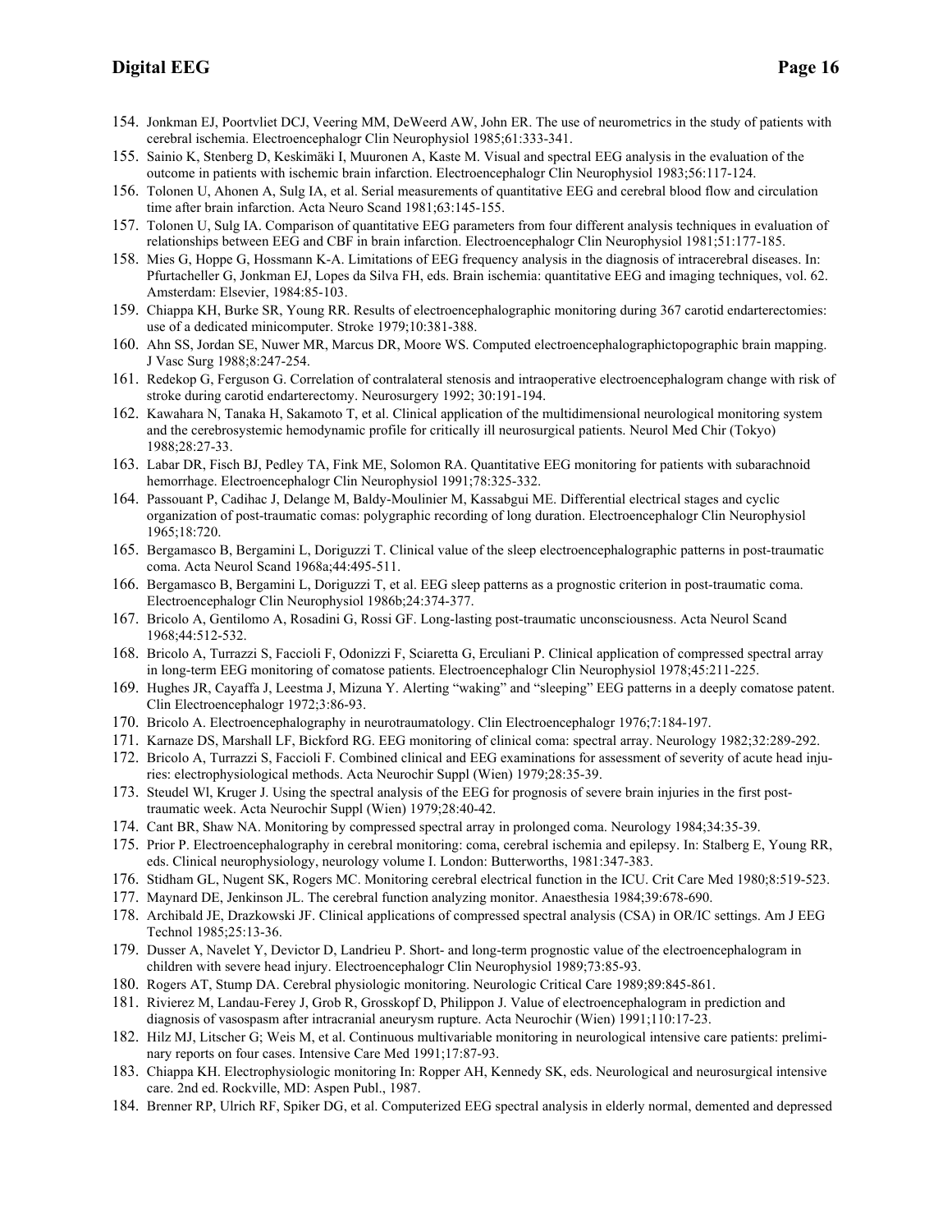154. Jonkman EJ, Poortvliet DCJ, Veering MM, DeWeerd AW, John ER. The use of neurometrics in the study of patients with cerebral ischemia. Electroencephalogr Clin Neurophysiol 1985;61:333-341.
155. Sainio K, Stenberg D, Keskimäki I, Muuronen A, Kaste M. Visual and spectral EEG analysis in the evaluation of the outcome in patients with ischemic brain infarction. Electroencephalogr Clin Neurophysiol 1983;56:117-124.
156. Tolonen U, Ahonen A, Sulg IA, et al. Serial measurements of quantitative EEG and cerebral blood flow and circulation time after brain infarction. Acta Neuro Scand 1981;63:145-155.
157. Tolonen U, Sulg IA. Comparison of quantitative EEG parameters from four different analysis techniques in evaluation of relationships between EEG and CBF in brain infarction. Electroencephalogr Clin Neurophysiol 1981;51:177-185.
158. Mies G, Hoppe G, Hossmann K-A. Limitations of EEG frequency analysis in the diagnosis of intracerebral diseases. In: Pfurtacheller G, Jonkman EJ, Lopes da Silva FH, eds. Brain ischemia: quantitative EEG and imaging techniques, vol. 62. Amsterdam: Elsevier, 1984:85-103.
159. Chiappa KH, Burke SR, Young RR. Results of electroencephalographic monitoring during 367 carotid endarterectomies: use of a dedicated minicomputer. Stroke 1979;10:381-388.
160. Ahn SS, Jordan SE, Nuwer MR, Marcus DR, Moore WS. Computed electroencephalographictopographic brain mapping. J Vasc Surg 1988;8:247-254.
161. Redekop G, Ferguson G. Correlation of contralateral stenosis and intraoperative electroencephalogram change with risk of stroke during carotid endarterectomy. Neurosurgery 1992; 30:191-194.
162. Kawahara N, Tanaka H, Sakamoto T, et al. Clinical application of the multidimensional neurological monitoring system and the cerebrosystemic hemodynamic profile for critically ill neurosurgical patients. Neurol Med Chir (Tokyo) 1988;28:27-33.
163. Labar DR, Fisch BJ, Pedley TA, Fink ME, Solomon RA. Quantitative EEG monitoring for patients with subarachnoid hemorrhage. Electroencephalogr Clin Neurophysiol 1991;78:325-332.
164. Passouant P, Cadihac J, Delange M, Baldy-Moulinier M, Kassabgui ME. Differential electrical stages and cyclic organization of post-traumatic comas: polygraphic recording of long duration. Electroencephalogr Clin Neurophysiol 1965;18:720.
165. Bergamasco B, Bergamini L, Doriguzzi T. Clinical value of the sleep electroencephalographic patterns in post-traumatic coma. Acta Neurol Scand 1968a;44:495-511.
166. Bergamasco B, Bergamini L, Doriguzzi T, et al. EEG sleep patterns as a prognostic criterion in post-traumatic coma. Electroencephalogr Clin Neurophysiol 1986b;24:374-377.
167. Bricolo A, Gentilomo A, Rosadini G, Rossi GF. Long-lasting post-traumatic unconsciousness. Acta Neurol Scand 1968;44:512-532.
168. Bricolo A, Turrazzi S, Faccioli F, Odonizzi F, Sciaretta G, Erculiani P. Clinical application of compressed spectral array in long-term EEG monitoring of comatose patients. Electroencephalogr Clin Neurophysiol 1978;45:211-225.
169. Hughes JR, Cayaffa J, Leestma J, Mizuna Y. Alerting "waking" and "sleeping" EEG patterns in a deeply comatose patent. Clin Electroencephalogr 1972;3:86-93.
170. Bricolo A. Electroencephalography in neurotraumatology. Clin Electroencephalogr 1976;7:184-197.
171. Karnaze DS, Marshall LF, Bickford RG. EEG monitoring of clinical coma: spectral array. Neurology 1982;32:289-292.
172. Bricolo A, Turrazzi S, Faccioli F. Combined clinical and EEG examinations for assessment of severity of acute head injuries: electrophysiological methods. Acta Neurochir Suppl (Wien) 1979;28:35-39.
173. Steudel Wl, Kruger J. Using the spectral analysis of the EEG for prognosis of severe brain injuries in the first post-traumatic week. Acta Neurochir Suppl (Wien) 1979;28:40-42.
174. Cant BR, Shaw NA. Monitoring by compressed spectral array in prolonged coma. Neurology 1984;34:35-39.
175. Prior P. Electroencephalography in cerebral monitoring: coma, cerebral ischemia and epilepsy. In: Stalberg E, Young RR, eds. Clinical neurophysiology, neurology volume I. London: Butterworths, 1981:347-383.
176. Stidham GL, Nugent SK, Rogers MC. Monitoring cerebral electrical function in the ICU. Crit Care Med 1980;8:519-523.
177. Maynard DE, Jenkinson JL. The cerebral function analyzing monitor. Anaesthesia 1984;39:678-690.
178. Archibald JE, Drazkowski JF. Clinical applications of compressed spectral analysis (CSA) in OR/IC settings. Am J EEG Technol 1985;25:13-36.
179. Dusser A, Navelet Y, Devictor D, Landrieu P. Short- and long-term prognostic value of the electroencephalogram in children with severe head injury. Electroencephalogr Clin Neurophysiol 1989;73:85-93.
180. Rogers AT, Stump DA. Cerebral physiologic monitoring. Neurologic Critical Care 1989;89:845-861.
181. Rivierez M, Landau-Ferey J, Grob R, Grosskopf D, Philippon J. Value of electroencephalogram in prediction and diagnosis of vasospasm after intracranial aneurysm rupture. Acta Neurochir (Wien) 1991;110:17-23.
182. Hilz MJ, Litscher G; Weis M, et al. Continuous multivariable monitoring in neurological intensive care patients: preliminary reports on four cases. Intensive Care Med 1991;17:87-93.
183. Chiappa KH. Electrophysiologic monitoring In: Ropper AH, Kennedy SK, eds. Neurological and neurosurgical intensive care. 2nd ed. Rockville, MD: Aspen Publ., 1987.
184. Brenner RP, Ulrich RF, Spiker DG, et al. Computerized EEG spectral analysis in elderly normal, demented and depressed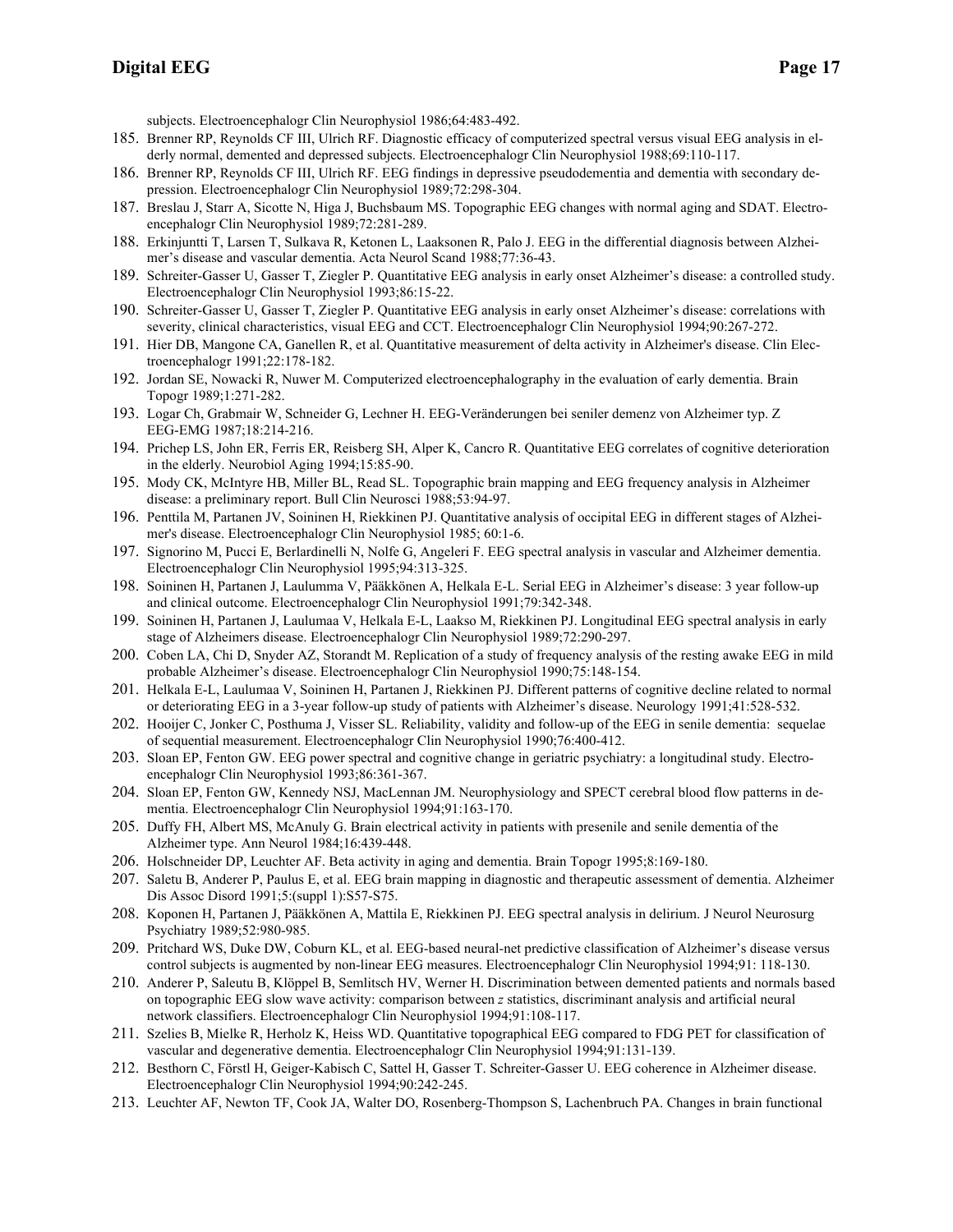subjects. Electroencephalogr Clin Neurophysiol 1986;64:483-492.

185. Brenner RP, Reynolds CF III, Ulrich RF. Diagnostic efficacy of computerized spectral versus visual EEG analysis in elderly normal, demented and depressed subjects. Electroencephalogr Clin Neurophysiol 1988;69:110-117.
186. Brenner RP, Reynolds CF III, Ulrich RF. EEG findings in depressive pseudodementia and dementia with secondary depression. Electroencephalogr Clin Neurophysiol 1989;72:298-304.
187. Breslau J, Starr A, Sicotte N, Higa J, Buchsbaum MS. Topographic EEG changes with normal aging and SDAT. Electroencephalogr Clin Neurophysiol 1989;72:281-289.
188. Erkinjuntti T, Larsen T, Sulkava R, Ketonen L, Laaksonen R, Palo J. EEG in the differential diagnosis between Alzheimer's disease and vascular dementia. Acta Neurol Scand 1988;77:36-43.
189. Schreiter-Gasser U, Gasser T, Ziegler P. Quantitative EEG analysis in early onset Alzheimer's disease: a controlled study. Electroencephalogr Clin Neurophysiol 1993;86:15-22.
190. Schreiter-Gasser U, Gasser T, Ziegler P. Quantitative EEG analysis in early onset Alzheimer's disease: correlations with severity, clinical characteristics, visual EEG and CCT. Electroencephalogr Clin Neurophysiol 1994;90:267-272.
191. Hier DB, Mangone CA, Ganellen R, et al. Quantitative measurement of delta activity in Alzheimer's disease. Clin Electroencephalogr 1991;22:178-182.
192. Jordan SE, Nowacki R, Nuwer M. Computerized electroencephalography in the evaluation of early dementia. Brain Topogr 1989;1:271-282.
193. Logar Ch, Grabmair W, Schneider G, Lechner H. EEG-Veränderungen bei seniler demenz von Alzheimer typ. Z EEG-EMG 1987;18:214-216.
194. Prichep LS, John ER, Ferris ER, Reisberg SH, Alper K, Cancro R. Quantitative EEG correlates of cognitive deterioration in the elderly. Neurobiol Aging 1994;15:85-90.
195. Mody CK, McIntyre HB, Miller BL, Read SL. Topographic brain mapping and EEG frequency analysis in Alzheimer disease: a preliminary report. Bull Clin Neurosci 1988;53:94-97.
196. Penttila M, Partanen JV, Soininen H, Riekkinen PJ. Quantitative analysis of occipital EEG in different stages of Alzheimer's disease. Electroencephalogr Clin Neurophysiol 1985; 60:1-6.
197. Signorino M, Pucci E, Berlardinelli N, Nolfe G, Angeleri F. EEG spectral analysis in vascular and Alzheimer dementia. Electroencephalogr Clin Neurophysiol 1995;94:313-325.
198. Soininen H, Partanen J, Laulumma V, Pääkkönen A, Helkala E-L. Serial EEG in Alzheimer's disease: 3 year follow-up and clinical outcome. Electroencephalogr Clin Neurophysiol 1991;79:342-348.
199. Soininen H, Partanen J, Laulumaa V, Helkala E-L, Laakso M, Riekkinen PJ. Longitudinal EEG spectral analysis in early stage of Alzheimers disease. Electroencephalogr Clin Neurophysiol 1989;72:290-297.
200. Coben LA, Chi D, Snyder AZ, Storandt M. Replication of a study of frequency analysis of the resting awake EEG in mild probable Alzheimer's disease. Electroencephalogr Clin Neurophysiol 1990;75:148-154.
201. Helkala E-L, Laulumaa V, Soininen H, Partanen J, Riekkinen PJ. Different patterns of cognitive decline related to normal or deteriorating EEG in a 3-year follow-up study of patients with Alzheimer's disease. Neurology 1991;41:528-532.
202. Hooijer C, Jonker C, Posthuma J, Visser SL. Reliability, validity and follow-up of the EEG in senile dementia: sequelae of sequential measurement. Electroencephalogr Clin Neurophysiol 1990;76:400-412.
203. Sloan EP, Fenton GW. EEG power spectral and cognitive change in geriatric psychiatry: a longitudinal study. Electroencephalogr Clin Neurophysiol 1993;86:361-367.
204. Sloan EP, Fenton GW, Kennedy NSJ, MacLennan JM. Neurophysiology and SPECT cerebral blood flow patterns in dementia. Electroencephalogr Clin Neurophysiol 1994;91:163-170.
205. Duffy FH, Albert MS, McAnuly G. Brain electrical activity in patients with presenile and senile dementia of the Alzheimer type. Ann Neurol 1984;16:439-448.
206. Holschneider DP, Leuchter AF. Beta activity in aging and dementia. Brain Topogr 1995;8:169-180.
207. Saletu B, Anderer P, Paulus E, et al. EEG brain mapping in diagnostic and therapeutic assessment of dementia. Alzheimer Dis Assoc Disord 1991;5:(suppl 1):S57-S75.
208. Koponen H, Partanen J, Pääkkönen A, Mattila E, Riekkinen PJ. EEG spectral analysis in delirium. J Neurol Neurosurg Psychiatry 1989;52:980-985.
209. Pritchard WS, Duke DW, Coburn KL, et al. EEG-based neural-net predictive classification of Alzheimer's disease versus control subjects is augmented by non-linear EEG measures. Electroencephalogr Clin Neurophysiol 1994;91: 118-130.
210. Anderer P, Saleutu B, Klöppel B, Semlitsch HV, Werner H. Discrimination between demented patients and normals based on topographic EEG slow wave activity: comparison between *z* statistics, discriminant analysis and artificial neural network classifiers. Electroencephalogr Clin Neurophysiol 1994;91:108-117.
211. Szelies B, Mielke R, Herholz K, Heiss WD. Quantitative topographical EEG compared to FDG PET for classification of vascular and degenerative dementia. Electroencephalogr Clin Neurophysiol 1994;91:131-139.
212. Besthorn C, Förstl H, Geiger-Kabisch C, Sattel H, Gasser T. Schreiter-Gasser U. EEG coherence in Alzheimer disease. Electroencephalogr Clin Neurophysiol 1994;90:242-245.
213. Leuchter AF, Newton TF, Cook JA, Walter DO, Rosenberg-Thompson S, Lachenbruch PA. Changes in brain functional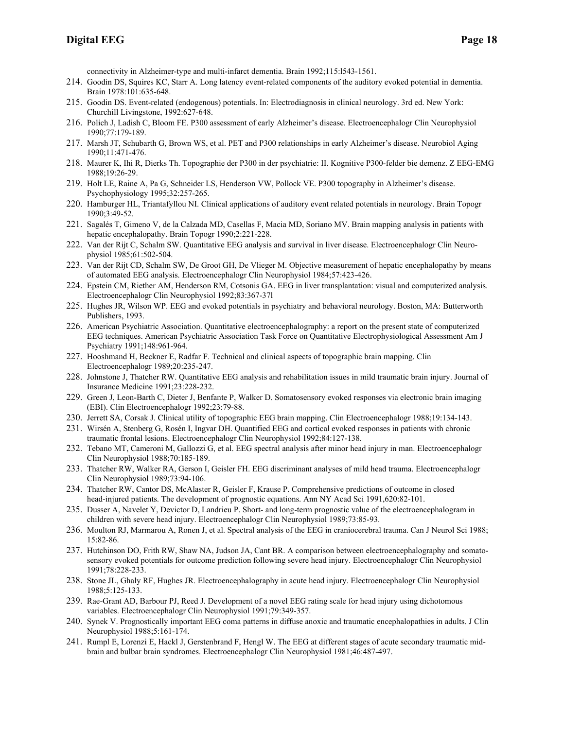connectivity in Alzheimer-type and multi-infarct dementia. Brain 1992;115:l543-1561.

214. Goodin DS, Squires KC, Starr A. Long latency event-related components of the auditory evoked potential in dementia. Brain 1978:101:635-648.
215. Goodin DS. Event-related (endogenous) potentials. In: Electrodiagnosis in clinical neurology. 3rd ed. New York: Churchill Livingstone, 1992:627-648.
216. Polich J, Ladish C, Bloom FE. P300 assessment of early Alzheimer's disease. Electroencephalogr Clin Neurophysiol 1990;77:179-189.
217. Marsh JT, Schubarth G, Brown WS, et al. PET and P300 relationships in early Alzheimer's disease. Neurobiol Aging 1990;11:471-476.
218. Maurer K, Ihi R, Dierks Th. Topographie der P300 in der psychiatrie: II. Kognitive P300-felder bie demenz. Z EEG-EMG 1988;19:26-29.
219. Holt LE, Raine A, Pa G, Schneider LS, Henderson VW, Pollock VE. P300 topography in Alzheimer's disease. Psychophysiology 1995;32:257-265.
220. Hamburger HL, Triantafyllou NI. Clinical applications of auditory event related potentials in neurology. Brain Topogr 1990;3:49-52.
221. Sagalés T, Gimeno V, de la Calzada MD, Casellas F, Macia MD, Soriano MV. Brain mapping analysis in patients with hepatic encephalopathy. Brain Topogr 1990;2:221-228.
222. Van der Rijt C, Schalm SW. Quantitative EEG analysis and survival in liver disease. Electroencephalogr Clin Neurophysiol 1985;61:502-504.
223. Van der Rijt CD, Schalm SW, De Groot GH, De Vlieger M. Objective measurement of hepatic encephalopathy by means of automated EEG analysis. Electroencephalogr Clin Neurophysiol 1984;57:423-426.
224. Epstein CM, Riether AM, Henderson RM, Cotsonis GA. EEG in liver transplantation: visual and computerized analysis. Electroencephalogr Clin Neurophysiol 1992;83:367-37l
225. Hughes JR, Wilson WP. EEG and evoked potentials in psychiatry and behavioral neurology. Boston, MA: Butterworth Publishers, 1993.
226. American Psychiatric Association. Quantitative electroencephalography: a report on the present state of computerized EEG techniques. American Psychiatric Association Task Force on Quantitative Electrophysiological Assessment Am J Psychiatry 1991;148:961-964.
227. Hooshmand H, Beckner E, Radfar F. Technical and clinical aspects of topographic brain mapping. Clin Electroencephalogr 1989;20:235-247.
228. Johnstone J, Thatcher RW. Quantitative EEG analysis and rehabilitation issues in mild traumatic brain injury. Journal of Insurance Medicine 1991;23:228-232.
229. Green J, Leon-Barth C, Dieter J, Benfante P, Walker D. Somatosensory evoked responses via electronic brain imaging (EBI). Clin Electroencephalogr 1992;23:79-88.
230. Jerrett SA, Corsak J. Clinical utility of topographic EEG brain mapping. Clin Electroencephalogr 1988;19:134-143.
231. Wirsén A, Stenberg G, Rosén I, Ingvar DH. Quantified EEG and cortical evoked responses in patients with chronic traumatic frontal lesions. Electroencephalogr Clin Neurophysiol 1992;84:127-138.
232. Tebano MT, Cameroni M, Gallozzi G, et al. EEG spectral analysis after minor head injury in man. Electroencephalogr Clin Neurophysiol 1988;70:185-189.
233. Thatcher RW, Walker RA, Gerson I, Geisler FH. EEG discriminant analyses of mild head trauma. Electroencephalogr Clin Neurophysiol 1989;73:94-106.
234. Thatcher RW, Cantor DS, McAlaster R, Geisler F, Krause P. Comprehensive predictions of outcome in closed head-injured patients. The development of prognostic equations. Ann NY Acad Sci 1991,620:82-101.
235. Dusser A, Navelet Y, Devictor D, Landrieu P. Short- and long-term prognostic value of the electroencephalogram in children with severe head injury. Electroencephalogr Clin Neurophysiol 1989;73:85-93.
236. Moulton RJ, Marmarou A, Ronen J, et al. Spectral analysis of the EEG in craniocerebral trauma. Can J Neurol Sci 1988; 15:82-86.
237. Hutchinson DO, Frith RW, Shaw NA, Judson JA, Cant BR. A comparison between electroencephalography and somatosensory evoked potentials for outcome prediction following severe head injury. Electroencephalogr Clin Neurophysiol 1991;78:228-233.
238. Stone JL, Ghaly RF, Hughes JR. Electroencephalography in acute head injury. Electroencephalogr Clin Neurophysiol 1988;5:125-133.
239. Rae-Grant AD, Barbour PJ, Reed J. Development of a novel EEG rating scale for head injury using dichotomous variables. Electroencephalogr Clin Neurophysiol 1991;79:349-357.
240. Synek V. Prognostically important EEG coma patterns in diffuse anoxic and traumatic encephalopathies in adults. J Clin Neurophysiol 1988;5:161-174.
241. Rumpl E, Lorenzi E, Hackl J, Gerstenbrand F, Hengl W. The EEG at different stages of acute secondary traumatic midbrain and bulbar brain syndromes. Electroencephalogr Clin Neurophysiol 1981;46:487-497.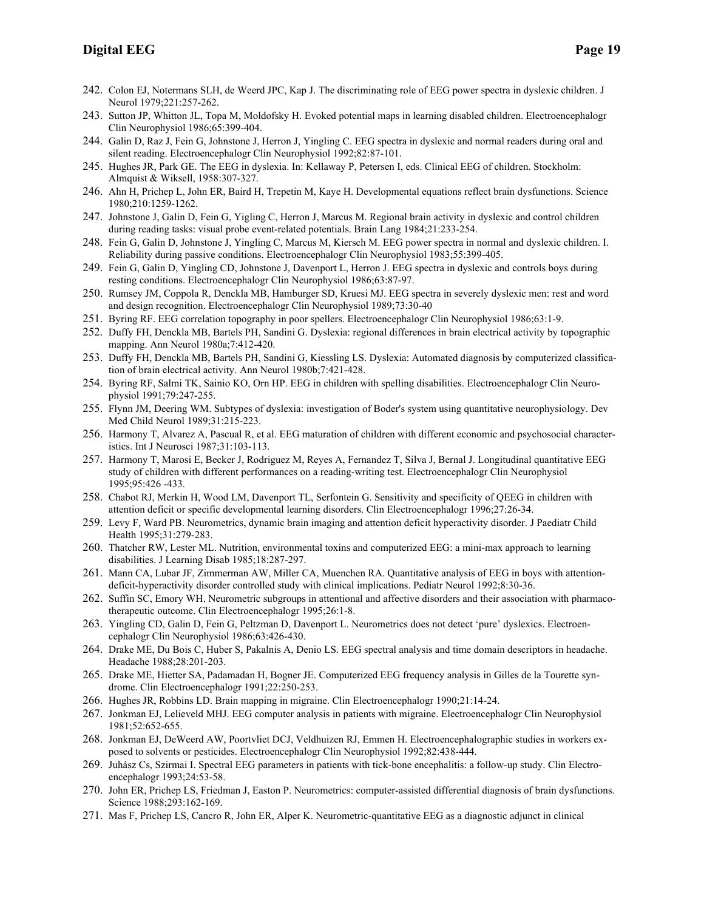242. Colon EJ, Notermans SLH, de Weerd JPC, Kap J. The discriminating role of EEG power spectra in dyslexic children. J Neurol 1979;221:257-262.
243. Sutton JP, Whitton JL, Topa M, Moldofsky H. Evoked potential maps in learning disabled children. Electroencephalogr Clin Neurophysiol 1986;65:399-404.
244. Galin D, Raz J, Fein G, Johnstone J, Herron J, Yingling C. EEG spectra in dyslexic and normal readers during oral and silent reading. Electroencephalogr Clin Neurophysiol 1992;82:87-101.
245. Hughes JR, Park GE. The EEG in dyslexia. In: Kellaway P, Petersen I, eds. Clinical EEG of children. Stockholm: Almquist & Wiksell, 1958:307-327.
246. Ahn H, Prichep L, John ER, Baird H, Trepetin M, Kaye H. Developmental equations reflect brain dysfunctions. Science 1980;210:1259-1262.
247. Johnstone J, Galin D, Fein G, Yigling C, Herron J, Marcus M. Regional brain activity in dyslexic and control children during reading tasks: visual probe event-related potentials. Brain Lang 1984;21:233-254.
248. Fein G, Galin D, Johnstone J, Yingling C, Marcus M, Kiersch M. EEG power spectra in normal and dyslexic children. I. Reliability during passive conditions. Electroencephalogr Clin Neurophysiol 1983;55:399-405.
249. Fein G, Galin D, Yingling CD, Johnstone J, Davenport L, Herron J. EEG spectra in dyslexic and controls boys during resting conditions. Electroencephalogr Clin Neurophysiol 1986;63:87-97.
250. Rumsey JM, Coppola R, Denckla MB, Hamburger SD, Kruesi MJ. EEG spectra in severely dyslexic men: rest and word and design recognition. Electroencephalogr Clin Neurophysiol 1989;73:30-40
251. Byring RF. EEG correlation topography in poor spellers. Electroencephalogr Clin Neurophysiol 1986;63:1-9.
252. Duffy FH, Denckla MB, Bartels PH, Sandini G. Dyslexia: regional differences in brain electrical activity by topographic mapping. Ann Neurol 1980a;7:412-420.
253. Duffy FH, Denckla MB, Bartels PH, Sandini G, Kiessling LS. Dyslexia: Automated diagnosis by computerized classification of brain electrical activity. Ann Neurol 1980b;7:421-428.
254. Byring RF, Salmi TK, Sainio KO, Orn HP. EEG in children with spelling disabilities. Electroencephalogr Clin Neurophysiol 1991;79:247-255.
255. Flynn JM, Deering WM. Subtypes of dyslexia: investigation of Boder's system using quantitative neurophysiology. Dev Med Child Neurol 1989;31:215-223.
256. Harmony T, Alvarez A, Pascual R, et al. EEG maturation of children with different economic and psychosocial characteristics. Int J Neurosci 1987;31:103-113.
257. Harmony T, Marosi E, Becker J, Rodriguez M, Reyes A, Fernandez T, Silva J, Bernal J. Longitudinal quantitative EEG study of children with different performances on a reading-writing test. Electroencephalogr Clin Neurophysiol 1995;95:426 -433.
258. Chabot RJ, Merkin H, Wood LM, Davenport TL, Serfontein G. Sensitivity and specificity of QEEG in children with attention deficit or specific developmental learning disorders. Clin Electroencephalogr 1996;27:26-34.
259. Levy F, Ward PB. Neurometrics, dynamic brain imaging and attention deficit hyperactivity disorder. J Paediatr Child Health 1995;31:279-283.
260. Thatcher RW, Lester ML. Nutrition, environmental toxins and computerized EEG: a mini-max approach to learning disabilities. J Learning Disab 1985;18:287-297.
261. Mann CA, Lubar JF, Zimmerman AW, Miller CA, Muenchen RA. Quantitative analysis of EEG in boys with attention-deficit-hyperactivity disorder controlled study with clinical implications. Pediatr Neurol 1992;8:30-36.
262. Suffin SC, Emory WH. Neurometric subgroups in attentional and affective disorders and their association with pharmacotherapeutic outcome. Clin Electroencephalogr 1995;26:1-8.
263. Yingling CD, Galin D, Fein G, Peltzman D, Davenport L. Neurometrics does not detect 'pure' dyslexics. Electroencephalogr Clin Neurophysiol 1986;63:426-430.
264. Drake ME, Du Bois C, Huber S, Pakalnis A, Denio LS. EEG spectral analysis and time domain descriptors in headache. Headache 1988;28:201-203.
265. Drake ME, Hietter SA, Padamadan H, Bogner JE. Computerized EEG frequency analysis in Gilles de la Tourette syndrome. Clin Electroencephalogr 1991;22:250-253.
266. Hughes JR, Robbins LD. Brain mapping in migraine. Clin Electroencephalogr 1990;21:14-24.
267. Jonkman EJ, Lelieveld MHJ. EEG computer analysis in patients with migraine. Electroencephalogr Clin Neurophysiol 1981;52:652-655.
268. Jonkman EJ, DeWeerd AW, Poortvliet DCJ, Veldhuizen RJ, Emmen H. Electroencephalographic studies in workers exposed to solvents or pesticides. Electroencephalogr Clin Neurophysiol 1992;82:438-444.
269. Juhász Cs, Szirmai I. Spectral EEG parameters in patients with tick-bone encephalitis: a follow-up study. Clin Electroencephalogr 1993;24:53-58.
270. John ER, Prichep LS, Friedman J, Easton P. Neurometrics: computer-assisted differential diagnosis of brain dysfunctions. Science 1988;293:162-169.
271. Mas F, Prichep LS, Cancro R, John ER, Alper K. Neurometric-quantitative EEG as a diagnostic adjunct in clinical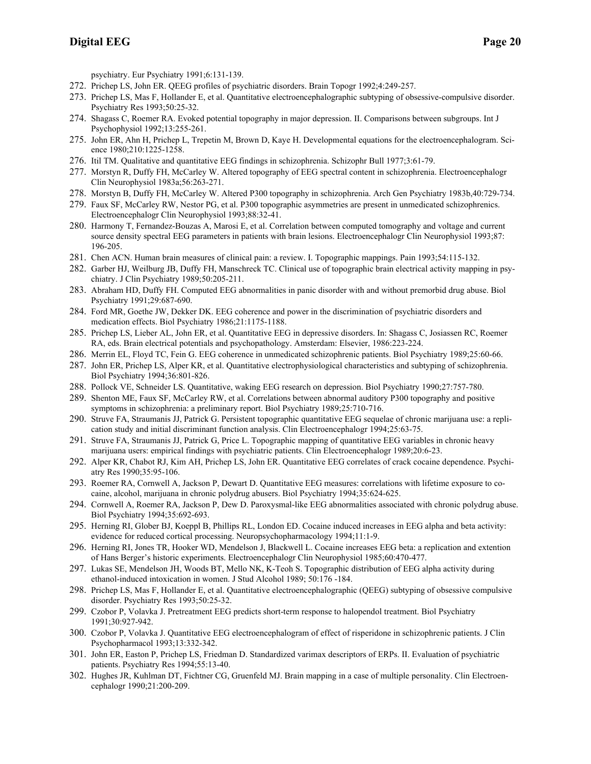psychiatry. Eur Psychiatry 1991;6:131-139.

272. Prichep LS, John ER. QEEG profiles of psychiatric disorders. Brain Topogr 1992;4:249-257.
273. Prichep LS, Mas F, Hollander E, et al. Quantitative electroencephalographic subtyping of obsessive-compulsive disorder. Psychiatry Res 1993;50:25-32.
274. Shagass C, Roemer RA. Evoked potential topography in major depression. II. Comparisons between subgroups. Int J Psychophysiol 1992;13:255-261.
275. John ER, Ahn H, Prichep L, Trepetin M, Brown D, Kaye H. Developmental equations for the electroencephalogram. Science 1980;210:1225-1258.
276. Itil TM. Qualitative and quantitative EEG findings in schizophrenia. Schizophr Bull 1977;3:61-79.
277. Morstyn R, Duffy FH, McCarley W. Altered topography of EEG spectral content in schizophrenia. Electroencephalogr Clin Neurophysiol 1983a;56:263-271.
278. Morstyn B, Duffy FH, McCarley W. Altered P300 topography in schizophrenia. Arch Gen Psychiatry 1983b,40:729-734.
279. Faux SF, McCarley RW, Nestor PG, et al. P300 topographic asymmetries are present in unmedicated schizophrenics. Electroencephalogr Clin Neurophysiol 1993;88:32-41.
280. Harmony T, Fernandez-Bouzas A, Marosi E, et al. Correlation between computed tomography and voltage and current source density spectral EEG parameters in patients with brain lesions. Electroencephalogr Clin Neurophysiol 1993;87: 196-205.
281. Chen ACN. Human brain measures of clinical pain: a review. I. Topographic mappings. Pain 1993;54:115-132.
282. Garber HJ, Weilburg JB, Duffy FH, Manschreck TC. Clinical use of topographic brain electrical activity mapping in psychiatry. J Clin Psychiatry 1989;50:205-211.
283. Abraham HD, Duffy FH. Computed EEG abnormalities in panic disorder with and without premorbid drug abuse. Biol Psychiatry 1991;29:687-690.
284. Ford MR, Goethe JW, Dekker DK. EEG coherence and power in the discrimination of psychiatric disorders and medication effects. Biol Psychiatry 1986;21:1175-1188.
285. Prichep LS, Lieber AL, John ER, et al. Quantitative EEG in depressive disorders. In: Shagass C, Josiassen RC, Roemer RA, eds. Brain electrical potentials and psychopathology. Amsterdam: Elsevier, 1986:223-224.
286. Merrin EL, Floyd TC, Fein G. EEG coherence in unmedicated schizophrenic patients. Biol Psychiatry 1989;25:60-66.
287. John ER, Prichep LS, Alper KR, et al. Quantitative electrophysiological characteristics and subtyping of schizophrenia. Biol Psychiatry 1994;36:801-826.
288. Pollock VE, Schneider LS. Quantitative, waking EEG research on depression. Biol Psychiatry 1990;27:757-780.
289. Shenton ME, Faux SF, McCarley RW, et al. Correlations between abnormal auditory P300 topography and positive symptoms in schizophrenia: a preliminary report. Biol Psychiatry 1989;25:710-716.
290. Struve FA, Straumanis JJ, Patrick G. Persistent topographic quantitative EEG sequelae of chronic marijuana use: a replication study and initial discriminant function analysis. Clin Electroencephalogr 1994;25:63-75.
291. Struve FA, Straumanis JJ, Patrick G, Price L. Topographic mapping of quantitative EEG variables in chronic heavy marijuana users: empirical findings with psychiatric patients. Clin Electroencephalogr 1989;20:6-23.
292. Alper KR, Chabot RJ, Kim AH, Prichep LS, John ER. Quantitative EEG correlates of crack cocaine dependence. Psychiatry Res 1990;35:95-106.
293. Roemer RA, Cornwell A, Jackson P, Dewart D. Quantitative EEG measures: correlations with lifetime exposure to cocaine, alcohol, marijuana in chronic polydrug abusers. Biol Psychiatry 1994;35:624-625.
294. Cornwell A, Roemer RA, Jackson P, Dew D. Paroxysmal-like EEG abnormalities associated with chronic polydrug abuse. Biol Psychiatry 1994;35:692-693.
295. Herning RI, Glober BJ, Koeppl B, Phillips RL, London ED. Cocaine induced increases in EEG alpha and beta activity: evidence for reduced cortical processing. Neuropsychopharmacology 1994;11:1-9.
296. Herning RI, Jones TR, Hooker WD, Mendelson J, Blackwell L. Cocaine increases EEG beta: a replication and extention of Hans Berger's historic experiments. Electroencephalogr Clin Neurophysiol 1985;60:470-477.
297. Lukas SE, Mendelson JH, Woods BT, Mello NK, K-Teoh S. Topographic distribution of EEG alpha activity during ethanol-induced intoxication in women. J Stud Alcohol 1989; 50:176 -184.
298. Prichep LS, Mas F, Hollander E, et al. Quantitative electroencephalographic (QEEG) subtyping of obsessive compulsive disorder. Psychiatry Res 1993;50:25-32.
299. Czobor P, Volavka J. Pretreatment EEG predicts short-term response to halopendol treatment. Biol Psychiatry 1991;30:927-942.
300. Czobor P, Volavka J. Quantitative EEG electroencephalogram of effect of risperidone in schizophrenic patients. J Clin Psychopharmacol 1993;13:332-342.
301. John ER, Easton P, Prichep LS, Friedman D. Standardized varimax descriptors of ERPs. II. Evaluation of psychiatric patients. Psychiatry Res 1994;55:13-40.
302. Hughes JR, Kuhlman DT, Fichtner CG, Gruenfeld MJ. Brain mapping in a case of multiple personality. Clin Electroencephalogr 1990;21:200-209.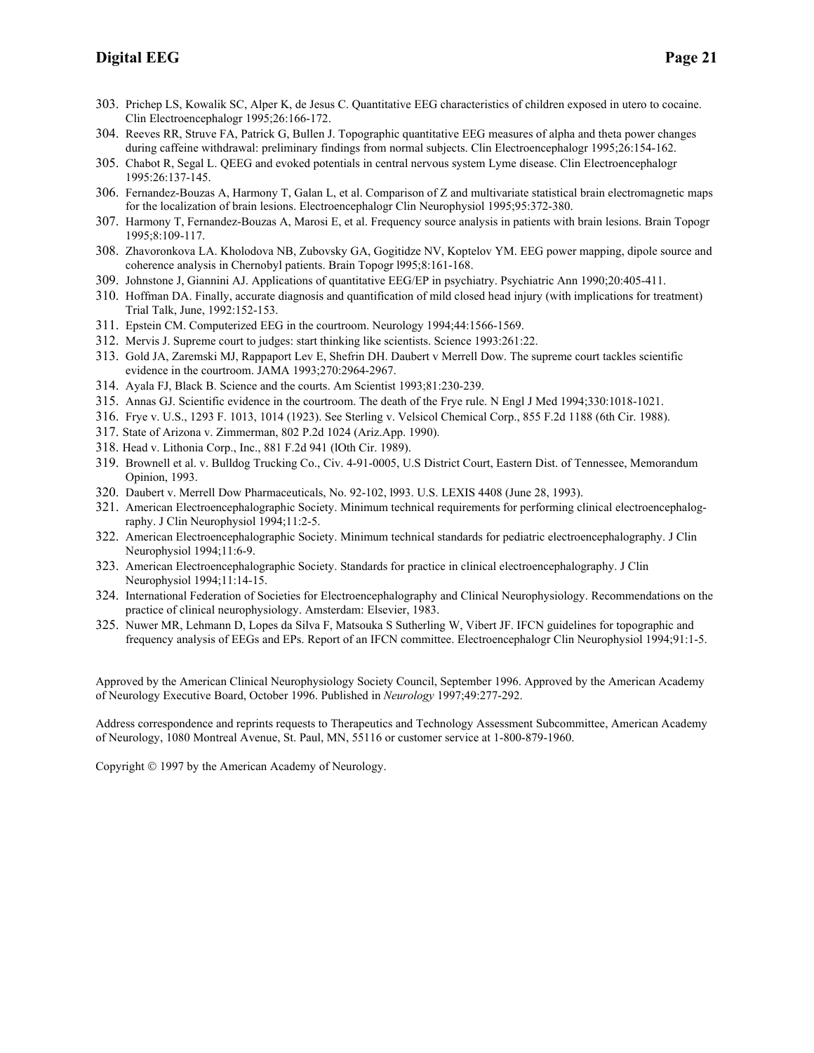303. Prichep LS, Kowalik SC, Alper K, de Jesus C. Quantitative EEG characteristics of children exposed in utero to cocaine. Clin Electroencephalogr 1995;26:166-172.
304. Reeves RR, Struve FA, Patrick G, Bullen J. Topographic quantitative EEG measures of alpha and theta power changes during caffeine withdrawal: preliminary findings from normal subjects. Clin Electroencephalogr 1995;26:154-162.
305. Chabot R, Segal L. QEEG and evoked potentials in central nervous system Lyme disease. Clin Electroencephalogr 1995:26:137-145.
306. Fernandez-Bouzas A, Harmony T, Galan L, et al. Comparison of Z and multivariate statistical brain electromagnetic maps for the localization of brain lesions. Electroencephalogr Clin Neurophysiol 1995;95:372-380.
307. Harmony T, Fernandez-Bouzas A, Marosi E, et al. Frequency source analysis in patients with brain lesions. Brain Topogr 1995;8:109-117.
308. Zhavoronkova LA. Kholodova NB, Zubovsky GA, Gogitidze NV, Koptelov YM. EEG power mapping, dipole source and coherence analysis in Chernobyl patients. Brain Topogr l995;8:161-168.
309. Johnstone J, Giannini AJ. Applications of quantitative EEG/EP in psychiatry. Psychiatric Ann 1990;20:405-411.
310. Hoffman DA. Finally, accurate diagnosis and quantification of mild closed head injury (with implications for treatment) Trial Talk, June, 1992:152-153.
311. Epstein CM. Computerized EEG in the courtroom. Neurology 1994;44:1566-1569.
312. Mervis J. Supreme court to judges: start thinking like scientists. Science 1993:261:22.
313. Gold JA, Zaremski MJ, Rappaport Lev E, Shefrin DH. Daubert v Merrell Dow. The supreme court tackles scientific evidence in the courtroom. JAMA 1993;270:2964-2967.
314. Ayala FJ, Black B. Science and the courts. Am Scientist 1993;81:230-239.
315. Annas GJ. Scientific evidence in the courtroom. The death of the Frye rule. N Engl J Med 1994;330:1018-1021.
316. Frye v. U.S., 1293 F. 1013, 1014 (1923). See Sterling v. Velsicol Chemical Corp., 855 F.2d 1188 (6th Cir. 1988).
317. State of Arizona v. Zimmerman, 802 P.2d 1024 (Ariz.App. 1990).
318. Head v. Lithonia Corp., Inc., 881 F.2d 941 (lOth Cir. 1989).
319. Brownell et al. v. Bulldog Trucking Co., Civ. 4-91-0005, U.S District Court, Eastern Dist. of Tennessee, Memorandum Opinion, 1993.
320. Daubert v. Merrell Dow Pharmaceuticals, No. 92-102, l993. U.S. LEXIS 4408 (June 28, 1993).
321. American Electroencephalographic Society. Minimum technical requirements for performing clinical electroencephalography. J Clin Neurophysiol 1994;11:2-5.
322. American Electroencephalographic Society. Minimum technical standards for pediatric electroencephalography. J Clin Neurophysiol 1994;11:6-9.
323. American Electroencephalographic Society. Standards for practice in clinical electroencephalography. J Clin Neurophysiol 1994;11:14-15.
324. International Federation of Societies for Electroencephalography and Clinical Neurophysiology. Recommendations on the practice of clinical neurophysiology. Amsterdam: Elsevier, 1983.
325. Nuwer MR, Lehmann D, Lopes da Silva F, Matsouka S Sutherling W, Vibert JF. IFCN guidelines for topographic and frequency analysis of EEGs and EPs. Report of an IFCN committee. Electroencephalogr Clin Neurophysiol 1994;91:1-5.

Approved by the American Clinical Neurophysiology Society Council, September 1996. Approved by the American Academy of Neurology Executive Board, October 1996. Published in *Neurology* 1997;49:277-292.

Address correspondence and reprints requests to Therapeutics and Technology Assessment Subcommittee, American Academy of Neurology, 1080 Montreal Avenue, St. Paul, MN, 55116 or customer service at 1-800-879-1960.

Copyright © 1997 by the American Academy of Neurology.